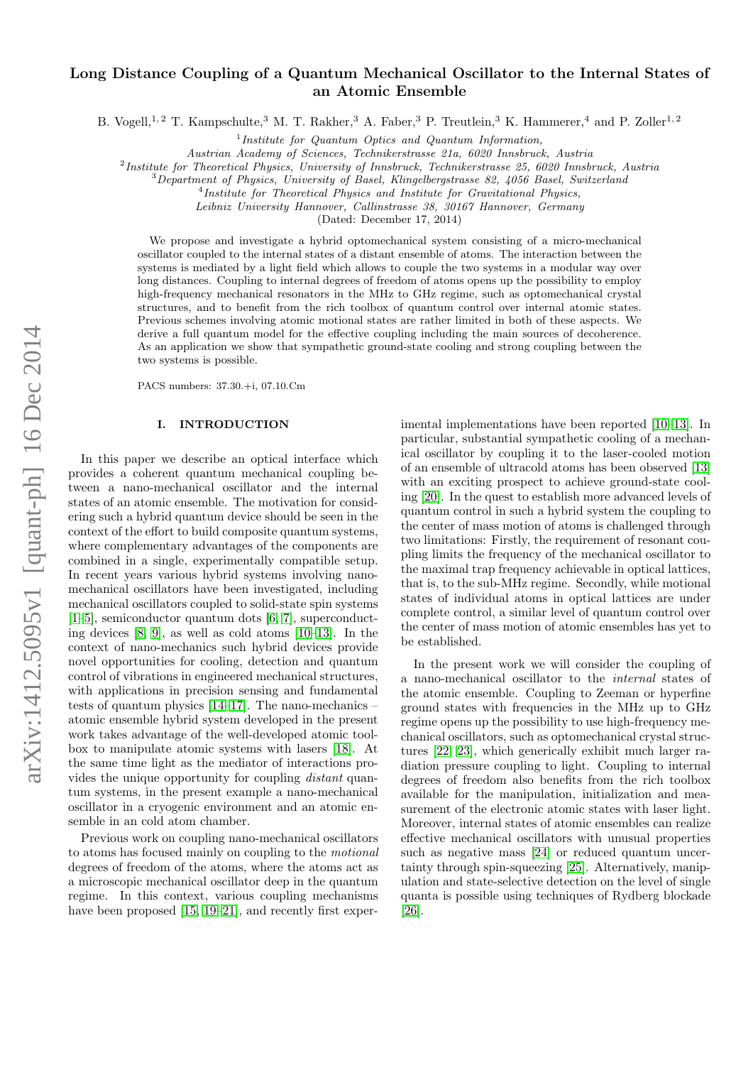# Long Distance Coupling of a Quantum Mechanical Oscillator to the Internal States of an Atomic Ensemble

B. Vogell,[1,2] T. Kampschulte,[3] M. T. Rakher,[3] A. Faber,[3] P. Treutlein,[3] K. Hammerer,[4] and P. Zoller[1,2]

[1] *Institute for Quantum Optics and Quantum Information, Austrian Academy of Sciences, Technikerstrasse 21a, 6020 Innsbruck, Austria*

[2] *Institute for Theoretical Physics, University of Innsbruck, Technikerstrasse 25, 6020 Innsbruck, Austria*

[3] *Department of Physics, University of Basel, Klingelbergstrasse 82, 4056 Basel, Switzerland*

[4] *Institute for Theoretical Physics and Institute for Gravitational Physics, Leibniz University Hannover, Callinstrasse 38, 30167 Hannover, Germany*

(Dated: December 17, 2014)

We propose and investigate a hybrid optomechanical system consisting of a micro-mechanical oscillator coupled to the internal states of a distant ensemble of atoms. The interaction between the systems is mediated by a light field which allows to couple the two systems in a modular way over long distances. Coupling to internal degrees of freedom of atoms opens up the possibility to employ high-frequency mechanical resonators in the MHz to GHz regime, such as optomechanical crystal structures, and to benefit from the rich toolbox of quantum control over internal atomic states. Previous schemes involving atomic motional states are rather limited in both of these aspects. We derive a full quantum model for the effective coupling including the main sources of decoherence. As an application we show that sympathetic ground-state cooling and strong coupling between the two systems is possible.

PACS numbers: 37.30.+i, 07.10.Cm

## I. INTRODUCTION

In this paper we describe an optical interface which provides a coherent quantum mechanical coupling between a nano-mechanical oscillator and the internal states of an atomic ensemble. The motivation for considering such a hybrid quantum device should be seen in the context of the effort to build composite quantum systems, where complementary advantages of the components are combined in a single, experimentally compatible setup. In recent years various hybrid systems involving nano-mechanical oscillators have been investigated, including mechanical oscillators coupled to solid-state spin systems [1–5], semiconductor quantum dots [6, 7], superconducting devices [8, 9], as well as cold atoms [10–13]. In the context of nano-mechanics such hybrid devices provide novel opportunities for cooling, detection and quantum control of vibrations in engineered mechanical structures, with applications in precision sensing and fundamental tests of quantum physics [14–17]. The nano-mechanics – atomic ensemble hybrid system developed in the present work takes advantage of the well-developed atomic toolbox to manipulate atomic systems with lasers [18]. At the same time light as the mediator of interactions provides the unique opportunity for coupling *distant* quantum systems, in the present example a nano-mechanical oscillator in a cryogenic environment and an atomic ensemble in an cold atom chamber.

Previous work on coupling nano-mechanical oscillators to atoms has focused mainly on coupling to the *motional* degrees of freedom of the atoms, where the atoms act as a microscopic mechanical oscillator deep in the quantum regime. In this context, various coupling mechanisms have been proposed [15, 19–21], and recently first experimental implementations have been reported [10–13]. In particular, substantial sympathetic cooling of a mechanical oscillator by coupling it to the laser-cooled motion of an ensemble of ultracold atoms has been observed [13] with an exciting prospect to achieve ground-state cooling [20]. In the quest to establish more advanced levels of quantum control in such a hybrid system the coupling to the center of mass motion of atoms is challenged through two limitations: Firstly, the requirement of resonant coupling limits the frequency of the mechanical oscillator to the maximal trap frequency achievable in optical lattices, that is, to the sub-MHz regime. Secondly, while motional states of individual atoms in optical lattices are under complete control, a similar level of quantum control over the center of mass motion of atomic ensembles has yet to be established.

In the present work we will consider the coupling of a nano-mechanical oscillator to the *internal* states of the atomic ensemble. Coupling to Zeeman or hyperfine ground states with frequencies in the MHz up to GHz regime opens up the possibility to use high-frequency mechanical oscillators, such as optomechanical crystal structures [22, 23], which generically exhibit much larger radiation pressure coupling to light. Coupling to internal degrees of freedom also benefits from the rich toolbox available for the manipulation, initialization and measurement of the electronic atomic states with laser light. Moreover, internal states of atomic ensembles can realize effective mechanical oscillators with unusual properties such as negative mass [24] or reduced quantum uncertainty through spin-squeezing [25]. Alternatively, manipulation and state-selective detection on the level of single quanta is possible using techniques of Rydberg blockade [26].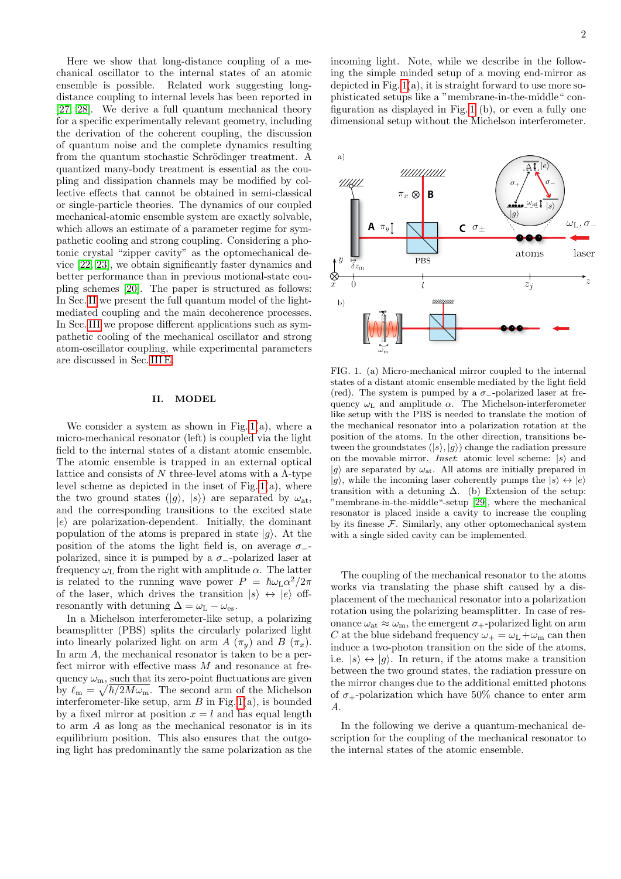Here we show that long-distance coupling of a mechanical oscillator to the internal states of an atomic ensemble is possible. Related work suggesting long-distance coupling to internal levels has been reported in [27, 28]. We derive a full quantum mechanical theory for a specific experimentally relevant geometry, including the derivation of the coherent coupling, the discussion of quantum noise and the complete dynamics resulting from the quantum stochastic Schrödinger treatment. A quantized many-body treatment is essential as the coupling and dissipation channels may be modified by collective effects that cannot be obtained in semi-classical or single-particle theories. The dynamics of our coupled mechanical-atomic ensemble system are exactly solvable, which allows an estimate of a parameter regime for sympathetic cooling and strong coupling. Considering a photonic crystal "zipper cavity" as the optomechanical device [22, 23], we obtain significantly faster dynamics and better performance than in previous motional-state coupling schemes [20]. The paper is structured as follows: In Sec. II we present the full quantum model of the light-mediated coupling and the main decoherence processes. In Sec. III we propose different applications such as sympathetic cooling of the mechanical oscillator and strong atom-oscillator coupling, while experimental parameters are discussed in Sec. III E.

## II. MODEL

We consider a system as shown in Fig. 1(a), where a micro-mechanical resonator (left) is coupled via the light field to the internal states of a distant atomic ensemble. The atomic ensemble is trapped in an external optical lattice and consists of $N$ three-level atoms with a $\Lambda$-type level scheme as depicted in the inset of Fig. 1(a), where the two ground states ($|g\rangle$, $|s\rangle$) are separated by $\omega_{\rm at}$, and the corresponding transitions to the excited state $|e\rangle$ are polarization-dependent. Initially, the dominant population of the atoms is prepared in state $|g\rangle$. At the position of the atoms the light field is, on average $\sigma_-$-polarized, since it is pumped by a $\sigma_-$-polarized laser at frequency $\omega_{\rm L}$ from the right with amplitude $\alpha$. The latter is related to the running wave power $P = \hbar\omega_{\rm L}\alpha^2/2\pi$ of the laser, which drives the transition $|s\rangle \leftrightarrow |e\rangle$ off-resonantly with detuning $\Delta = \omega_{\rm L} - \omega_{\rm es}$.

In a Michelson interferometer-like setup, a polarizing beamsplitter (PBS) splits the circularly polarized light into linearly polarized light on arm $A$ ($\pi_y$) and $B$ ($\pi_x$). In arm $A$, the mechanical resonator is taken to be a perfect mirror with effective mass $M$ and resonance at frequency $\omega_{\rm m}$, such that its zero-point fluctuations are given by $\ell_{\rm m} = \sqrt{\hbar/2M\omega_{\rm m}}$. The second arm of the Michelson interferometer-like setup, arm $B$ in Fig. 1(a), is bounded by a fixed mirror at position $x = l$ and has equal length to arm $A$ as long as the mechanical resonator is in its equilibrium position. This also ensures that the outgoing light has predominantly the same polarization as the incoming light. Note, while we describe in the following the simple minded setup of a moving end-mirror as depicted in Fig. 1(a), it is straight forward to use more sophisticated setups like a "membrane-in-the-middle" configuration as displayed in Fig. 1 (b), or even a fully one dimensional setup without the Michelson interferometer.

FIG. 1. (a) Micro-mechanical mirror coupled to the internal states of a distant atomic ensemble mediated by the light field (red). The system is pumped by a $\sigma_-$-polarized laser at frequency $\omega_{\rm L}$ and amplitude $\alpha$. The Michelson-interferometer like setup with the PBS is needed to translate the motion of the mechanical resonator into a polarization rotation at the position of the atoms. In the other direction, transitions between the groundstates ($|s\rangle, |g\rangle$) change the radiation pressure on the movable mirror. *Inset*: atomic level scheme: $|s\rangle$ and $|g\rangle$ are separated by $\omega_{\rm at}$. All atoms are initially prepared in $|g\rangle$, while the incoming laser coherently pumps the $|s\rangle \leftrightarrow |e\rangle$ transition with a detuning $\Delta$. (b) Extension of the setup: "membrane-in-the-middle"-setup [29], where the mechanical resonator is placed inside a cavity to increase the coupling by its finesse $\mathcal{F}$. Similarly, any other optomechanical system with a single sided cavity can be implemented.

The coupling of the mechanical resonator to the atoms works via translating the phase shift caused by a displacement of the mechanical resonator into a polarization rotation using the polarizing beamsplitter. In case of resonance $\omega_{\rm at} \approx \omega_{\rm m}$, the emergent $\sigma_+$-polarized light on arm $C$ at the blue sideband frequency $\omega_+ = \omega_{\rm L} + \omega_{\rm m}$ can then induce a two-photon transition on the side of the atoms, i.e. $|s\rangle \leftrightarrow |g\rangle$. In return, if the atoms make a transition between the two ground states, the radiation pressure on the mirror changes due to the additional emitted photons of $\sigma_+$-polarization which have 50% chance to enter arm $A$.

In the following we derive a quantum-mechanical description for the coupling of the mechanical resonator to the internal states of the atomic ensemble.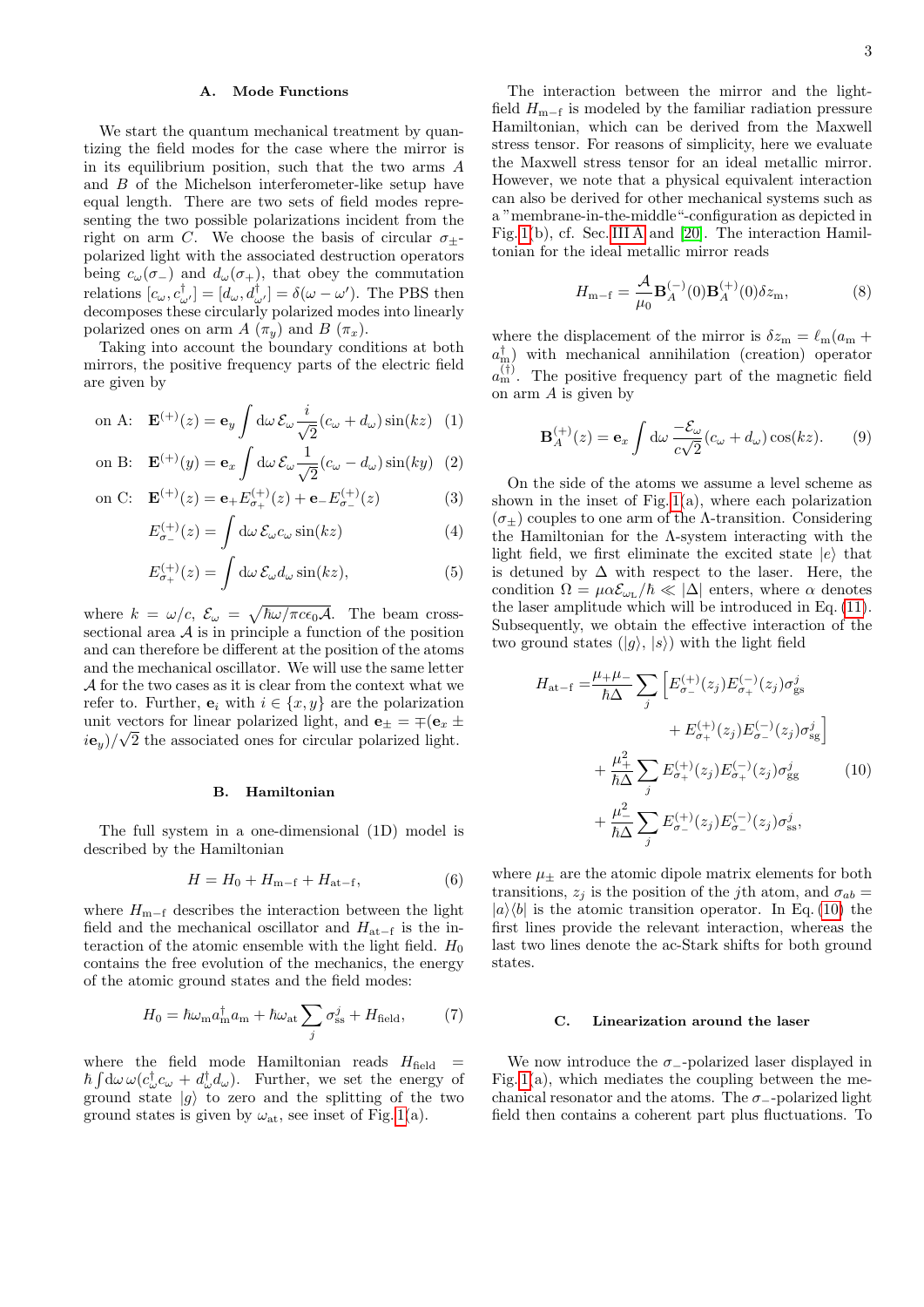### A. Mode Functions

We start the quantum mechanical treatment by quantizing the field modes for the case where the mirror is in its equilibrium position, such that the two arms $A$ and $B$ of the Michelson interferometer-like setup have equal length. There are two sets of field modes representing the two possible polarizations incident from the right on arm $C$. We choose the basis of circular $\sigma_\pm$-polarized light with the associated destruction operators being $c_\omega$ ($\sigma_-$) and $d_\omega$ ($\sigma_+$), that obey the commutation relations $[c_\omega, c^\dagger_{\omega'}] = [d_\omega, d^\dagger_{\omega'}] = \delta(\omega - \omega')$. The PBS then decomposes these circularly polarized modes into linearly polarized ones on arm $A$ ($\pi_y$) and $B$ ($\pi_x$).

Taking into account the boundary conditions at both mirrors, the positive frequency parts of the electric field are given by

$$\text{on A:}\quad \mathbf{E}^{(+)}(z) = \mathbf{e}_y \int \mathrm{d}\omega\, \mathcal{E}_\omega \frac{i}{\sqrt{2}}(c_\omega + d_\omega)\sin(kz) \quad (1)$$

$$\text{on B:}\quad \mathbf{E}^{(+)}(y) = \mathbf{e}_x \int \mathrm{d}\omega\, \mathcal{E}_\omega \frac{1}{\sqrt{2}}(c_\omega - d_\omega)\sin(ky) \quad (2)$$

$$\text{on C:}\quad \mathbf{E}^{(+)}(z) = \mathbf{e}_+ E^{(+)}_{\sigma_+}(z) + \mathbf{e}_- E^{(+)}_{\sigma_-}(z) \quad (3)$$

$$E^{(+)}_{\sigma_-}(z) = \int \mathrm{d}\omega\, \mathcal{E}_\omega c_\omega \sin(kz) \quad (4)$$

$$E^{(+)}_{\sigma_+}(z) = \int \mathrm{d}\omega\, \mathcal{E}_\omega d_\omega \sin(kz), \quad (5)$$

where $k = \omega/c$, $\mathcal{E}_\omega = \sqrt{\hbar\omega/\pi c\epsilon_0 \mathcal{A}}$. The beam cross-sectional area $\mathcal{A}$ is in principle a function of the position and can therefore be different at the position of the atoms and the mechanical oscillator. We will use the same letter $\mathcal{A}$ for the two cases as it is clear from the context what we refer to. Further, $\mathbf{e}_i$ with $i \in \{x, y\}$ are the polarization unit vectors for linear polarized light, and $\mathbf{e}_\pm = \mp(\mathbf{e}_x \pm i\mathbf{e}_y)/\sqrt{2}$ the associated ones for circular polarized light.

### B. Hamiltonian

The full system in a one-dimensional (1D) model is described by the Hamiltonian

$$H = H_0 + H_{\mathrm{m-f}} + H_{\mathrm{at-f}}, \quad (6)$$

where $H_{\mathrm{m-f}}$ describes the interaction between the light field and the mechanical oscillator and $H_{\mathrm{at-f}}$ is the interaction of the atomic ensemble with the light field. $H_0$ contains the free evolution of the mechanics, the energy of the atomic ground states and the field modes:

$$H_0 = \hbar\omega_{\mathrm{m}} a^\dagger_{\mathrm{m}} a_{\mathrm{m}} + \hbar\omega_{\mathrm{at}} \sum_j \sigma^j_{\mathrm{ss}} + H_{\mathrm{field}}, \quad (7)$$

where the field mode Hamiltonian reads $H_{\mathrm{field}} = \hbar\int \mathrm{d}\omega\, \omega(c^\dagger_\omega c_\omega + d^\dagger_\omega d_\omega)$. Further, we set the energy of ground state $|g\rangle$ to zero and the splitting of the two ground states is given by $\omega_{\mathrm{at}}$, see inset of Fig. 1(a).

The interaction between the mirror and the light-field $H_{\mathrm{m-f}}$ is modeled by the familiar radiation pressure Hamiltonian, which can be derived from the Maxwell stress tensor. For reasons of simplicity, here we evaluate the Maxwell stress tensor for an ideal metallic mirror. However, we note that a physical equivalent interaction can also be derived for other mechanical systems such as a "membrane-in-the-middle"-configuration as depicted in Fig. 1(b), cf. Sec. III A and [20]. The interaction Hamiltonian for the ideal metallic mirror reads

$$H_{\mathrm{m-f}} = \frac{\mathcal{A}}{\mu_0} \mathbf{B}^{(-)}_A(0)\mathbf{B}^{(+)}_A(0)\delta z_{\mathrm{m}}, \quad (8)$$

where the displacement of the mirror is $\delta z_{\mathrm{m}} = \ell_{\mathrm{m}}(a_{\mathrm{m}} + a^\dagger_{\mathrm{m}})$ with mechanical annihilation (creation) operator $a^{(\dagger)}_{\mathrm{m}}$. The positive frequency part of the magnetic field on arm $A$ is given by

$$\mathbf{B}^{(+)}_A(z) = \mathbf{e}_x \int \mathrm{d}\omega\, \frac{-\mathcal{E}_\omega}{c\sqrt{2}}(c_\omega + d_\omega)\cos(kz). \quad (9)$$

On the side of the atoms we assume a level scheme as shown in the inset of Fig. 1(a), where each polarization ($\sigma_\pm$) couples to one arm of the $\Lambda$-transition. Considering the Hamiltonian for the $\Lambda$-system interacting with the light field, we first eliminate the excited state $|e\rangle$ that is detuned by $\Delta$ with respect to the laser. Here, the condition $\Omega = \mu\alpha\mathcal{E}_{\omega_{\mathrm{L}}}/\hbar \ll |\Delta|$ enters, where $\alpha$ denotes the laser amplitude which will be introduced in Eq. (11). Subsequently, we obtain the effective interaction of the two ground states ($|g\rangle$, $|s\rangle$) with the light field

$$\begin{aligned}
H_{\mathrm{at-f}} =& \frac{\mu_+\mu_-}{\hbar\Delta} \sum_j \Big[E^{(+)}_{\sigma_-}(z_j)E^{(-)}_{\sigma_+}(z_j)\sigma^j_{\mathrm{gs}} \\
&\qquad + E^{(+)}_{\sigma_+}(z_j)E^{(-)}_{\sigma_-}(z_j)\sigma^j_{\mathrm{sg}}\Big] \\
&+ \frac{\mu_+^2}{\hbar\Delta} \sum_j E^{(+)}_{\sigma_+}(z_j)E^{(-)}_{\sigma_+}(z_j)\sigma^j_{\mathrm{gg}} \\
&+ \frac{\mu_-^2}{\hbar\Delta} \sum_j E^{(+)}_{\sigma_-}(z_j)E^{(-)}_{\sigma_-}(z_j)\sigma^j_{\mathrm{ss}},
\end{aligned} \quad (10)$$

where $\mu_\pm$ are the atomic dipole matrix elements for both transitions, $z_j$ is the position of the $j$th atom, and $\sigma_{ab} = |a\rangle\langle b|$ is the atomic transition operator. In Eq. (10) the first lines provide the relevant interaction, whereas the last two lines denote the ac-Stark shifts for both ground states.

### C. Linearization around the laser

We now introduce the $\sigma_-$-polarized laser displayed in Fig. 1(a), which mediates the coupling between the mechanical resonator and the atoms. The $\sigma_-$-polarized light field then contains a coherent part plus fluctuations. To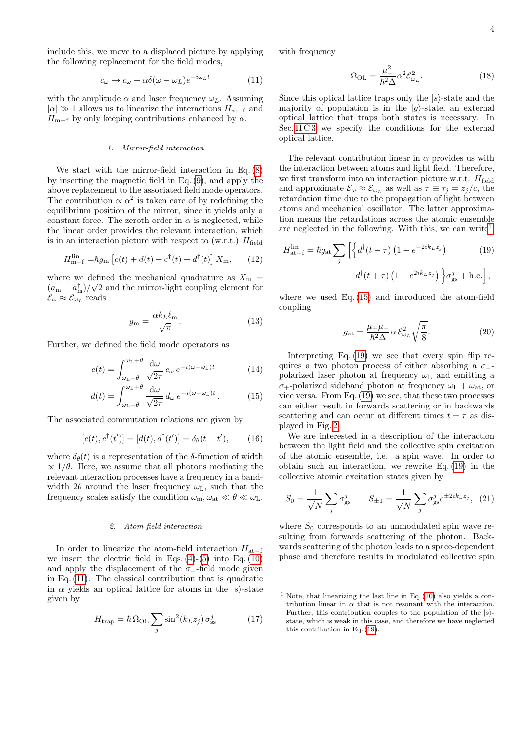include this, we move to a displaced picture by applying the following replacement for the field modes,

$$c_\omega \to c_\omega + \alpha\delta(\omega - \omega_L)e^{-i\omega_L t} \tag{11}$$

with the amplitude $\alpha$ and laser frequency $\omega_L$. Assuming $|\alpha| \gg 1$ allows us to linearize the interactions $H_{\text{at-f}}$ and $H_{\text{m-f}}$ by only keeping contributions enhanced by $\alpha$.

#### 1. Mirror-field interaction

We start with the mirror-field interaction in Eq. (8) by inserting the magnetic field in Eq. (9), and apply the above replacement to the associated field mode operators. The contribution $\propto \alpha^2$ is taken care of by redefining the equilibrium position of the mirror, since it yields only a constant force. The zeroth order in $\alpha$ is neglected, while the linear order provides the relevant interaction, which is in an interaction picture with respect to (w.r.t.) $H_{\text{field}}$

$$H^{\text{lin}}_{\text{m-f}} = \hbar g_{\text{m}} \left[c(t) + d(t) + c^\dagger(t) + d^\dagger(t)\right] X_{\text{m}}, \tag{12}$$

where we defined the mechanical quadrature as $X_{\text{m}} = (a_{\text{m}} + a^\dagger_{\text{m}})/\sqrt{2}$ and the mirror-light coupling element for $\mathcal{E}_\omega \approx \mathcal{E}_{\omega_L}$ reads

$$g_{\text{m}} = \frac{\alpha k_L \ell_{\text{m}}}{\sqrt{\pi}}. \tag{13}$$

Further, we defined the field mode operators as

$$c(t) = \int_{\omega_{\text{L}}-\theta}^{\omega_{\text{L}}+\theta} \frac{\mathrm{d}\omega}{\sqrt{2\pi}}\, c_\omega\, e^{-i(\omega-\omega_{\text{L}})t} \tag{14}$$

$$d(t) = \int_{\omega_{\text{L}}-\theta}^{\omega_{\text{L}}+\theta} \frac{\mathrm{d}\omega}{\sqrt{2\pi}}\, d_\omega\, e^{-i(\omega-\omega_{\text{L}})t}. \tag{15}$$

The associated commutation relations are given by

$$[c(t), c^\dagger(t')] = [d(t), d^\dagger(t')] = \delta_\theta(t - t'), \tag{16}$$

where $\delta_\theta(t)$ is a representation of the $\delta$-function of width $\propto 1/\theta$. Here, we assume that all photons mediating the relevant interaction processes have a frequency in a bandwidth $2\theta$ around the laser frequency $\omega_{\text{L}}$, such that the frequency scales satisfy the condition $\omega_{\text{m}}, \omega_{\text{at}} \ll \theta \ll \omega_{\text{L}}$.

#### 2. Atom-field interaction

In order to linearize the atom-field interaction $H_{\text{at-f}}$ we insert the electric field in Eqs. (4)-(5) into Eq. (10) and apply the displacement of the $\sigma_-$-field mode given in Eq. (11). The classical contribution that is quadratic in $\alpha$ yields an optical lattice for atoms in the $|s\rangle$-state given by

$$H_{\text{trap}} = \hbar\, \Omega_{\text{OL}} \sum_j \sin^2(k_L z_j)\, \sigma^j_{\text{ss}} \tag{17}$$

with frequency

$$\Omega_{\text{OL}} = \frac{\mu_-^2}{\hbar^2 \Delta} \alpha^2 \mathcal{E}^2_{\omega_L}. \tag{18}$$

Since this optical lattice traps only the $|s\rangle$-state and the majority of population is in the $|g\rangle$-state, an external optical lattice that traps both states is necessary. In Sec. II C 3 we specify the conditions for the external optical lattice.

The relevant contribution linear in $\alpha$ provides us with the interaction between atoms and light field. Therefore, we first transform into an interaction picture w.r.t. $H_{\text{field}}$ and approximate $\mathcal{E}_\omega \approx \mathcal{E}_{\omega_L}$ as well as $\tau \equiv \tau_j = z_j/c$, the retardation time due to the propagation of light between atoms and mechanical oscillator. The latter approximation means the retardations across the atomic ensemble are neglected in the following. With this, we can write[1]

$$\begin{aligned} H^{\text{lin}}_{\text{at-f}} = \hbar g_{\text{at}} \sum_j \Big[ \Big\{ & d^\dagger(t-\tau)\left(1 - e^{-2ik_L z_j}\right) \\ & + d^\dagger(t+\tau)\left(1 - e^{2ik_L z_j}\right) \Big\} \sigma^j_{\text{gs}} + \text{h.c.} \Big], \end{aligned} \tag{19}$$

where we used Eq. (15) and introduced the atom-field coupling

$$g_{\text{at}} = \frac{\mu_+ \mu_-}{\hbar^2 \Delta} \alpha\, \mathcal{E}^2_{\omega_L} \sqrt{\frac{\pi}{8}}. \tag{20}$$

Interpreting Eq. (19) we see that every spin flip requires a two photon process of either absorbing a $\sigma_-$-polarized laser photon at frequency $\omega_{\text{L}}$ and emitting a $\sigma_+$-polarized sideband photon at frequency $\omega_{\text{L}} + \omega_{\text{at}}$, or vice versa. From Eq. (19) we see, that these two processes can either result in forwards scattering or in backwards scattering and can occur at different times $t \pm \tau$ as displayed in Fig. 2.

We are interested in a description of the interaction between the light field and the collective spin excitation of the atomic ensemble, i.e. a spin wave. In order to obtain such an interaction, we rewrite Eq. (19) in the collective atomic excitation states given by

$$S_0 = \frac{1}{\sqrt{N}} \sum_j \sigma^j_{\text{gs}} \qquad S_{\pm 1} = \frac{1}{\sqrt{N}} \sum_j \sigma^j_{\text{gs}} e^{\pm 2ik_{\text{L}} z_j}, \tag{21}$$

where $S_0$ corresponds to an unmodulated spin wave resulting from forwards scattering of the photon. Backwards scattering of the photon leads to a space-dependent phase and therefore results in modulated collective spin

---

[1] Note, that linearizing the last line in Eq. (10) also yields a contribution linear in $\alpha$ that is not resonant with the interaction. Further, this contribution couples to the population of the $|s\rangle$-state, which is weak in this case, and therefore we have neglected this contribution in Eq. (19).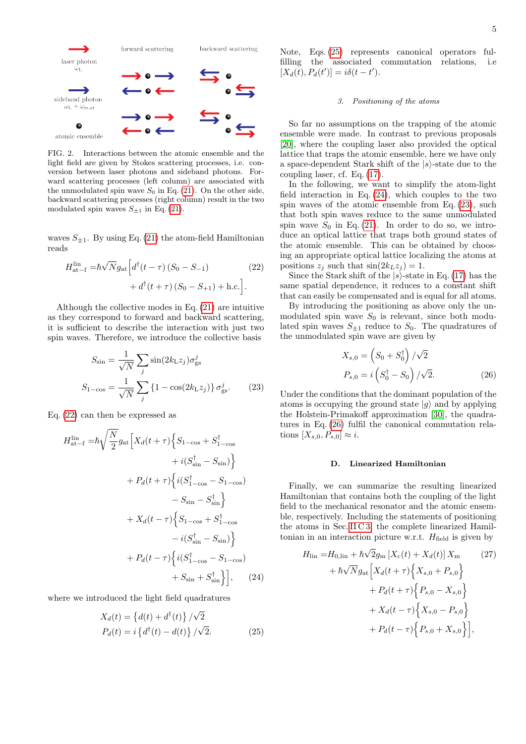FIG. 2. Interactions between the atomic ensemble and the light field are given by Stokes scattering processes, i.e. conversion between laser photons and sideband photons. Forward scattering processes (left column) are associated with the unmodulated spin wave $S_0$ in Eq. (21). On the other side, backward scattering processes (right column) result in the two modulated spin waves $S_{\pm 1}$ in Eq. (21).

waves $S_{\pm 1}$. By using Eq. (21) the atom-field Hamiltonian reads

$$
\begin{aligned}
H_{\text{at-f}}^{\text{lin}} =& \hbar\sqrt{N} g_{\text{at}} \Big[ d^\dagger(t-\tau)\left(S_0 - S_{-1}\right) \\
&+ d^\dagger(t+\tau)\left(S_0 - S_{+1}\right) + \text{h.c.} \Big].
\end{aligned}
\tag{22}
$$

Although the collective modes in Eq. (21) are intuitive as they correspond to forward and backward scattering, it is sufficient to describe the interaction with just two spin waves. Therefore, we introduce the collective basis

$$
\begin{aligned}
S_{\sin} &= \frac{1}{\sqrt{N}} \sum_j \sin(2k_{\text{L}} z_j) \sigma_{\text{gs}}^j \\
S_{1-\cos} &= \frac{1}{\sqrt{N}} \sum_j \left\{1 - \cos(2k_{\text{L}} z_j)\right\} \sigma_{\text{gs}}^j.
\end{aligned}
\tag{23}
$$

Eq. (22) can then be expressed as

$$
\begin{aligned}
H_{\text{at-f}}^{\text{lin}} =& \hbar\sqrt{\frac{N}{2}} g_{\text{at}} \Big[ X_d(t+\tau) \Big\{ S_{1-\cos} + S_{1-\cos}^\dagger \\
&+ i(S_{\sin}^\dagger - S_{\sin}) \Big\} \\
&+ P_d(t+\tau) \Big\{ i(S_{1-\cos}^\dagger - S_{1-\cos}) \\
&- S_{\sin} - S_{\sin}^\dagger \Big\} \\
&+ X_d(t-\tau) \Big\{ S_{1-\cos} + S_{1-\cos}^\dagger \\
&- i(S_{\sin}^\dagger - S_{\sin}) \Big\} \\
&+ P_d(t-\tau) \Big\{ i(S_{1-\cos}^\dagger - S_{1-\cos}) \\
&+ S_{\sin} + S_{\sin}^\dagger \Big\} \Big],
\end{aligned}
\tag{24}
$$

where we introduced the light field quadratures

$$
\begin{aligned}
X_d(t) &= \left\{ d(t) + d^\dagger(t) \right\} / \sqrt{2} \\
P_d(t) &= i \left\{ d^\dagger(t) - d(t) \right\} / \sqrt{2}.
\end{aligned}
\tag{25}
$$

Note, Eqs. (25) represents canonical operators fulfilling the associated commutation relations, i.e $[X_d(t), P_d(t')] = i\delta(t-t')$.

### 3. Positioning of the atoms

So far no assumptions on the trapping of the atomic ensemble were made. In contrast to previous proposals [20], where the coupling laser also provided the optical lattice that traps the atomic ensemble, here we have only a space-dependent Stark shift of the $|s\rangle$-state due to the coupling laser, cf. Eq. (17).

In the following, we want to simplify the atom-light field interaction in Eq. (24), which couples to the two spin waves of the atomic ensemble from Eq. (23), such that both spin waves reduce to the same unmodulated spin wave $S_0$ in Eq. (21). In order to do so, we introduce an optical lattice that traps both ground states of the atomic ensemble. This can be obtained by choosing an appropriate optical lattice localizing the atoms at positions $z_j$ such that $\sin(2k_L z_j) = 1$.

Since the Stark shift of the $|s\rangle$-state in Eq. (17) has the same spatial dependence, it reduces to a constant shift that can easily be compensated and is equal for all atoms.

By introducing the positioning as above only the unmodulated spin wave $S_0$ is relevant, since both modulated spin waves $S_{\pm 1}$ reduce to $S_0$. The quadratures of the unmodulated spin wave are given by

$$
\begin{aligned}
X_{s,0} &= \left( S_0 + S_0^\dagger \right) / \sqrt{2} \\
P_{s,0} &= i \left( S_0^\dagger - S_0 \right) / \sqrt{2}.
\end{aligned}
\tag{26}
$$

Under the conditions that the dominant population of the atoms is occupying the ground state $|g\rangle$ and by applying the Holstein-Primakoff approximation [30], the quadratures in Eq. (26) fulfil the canonical commutation relations $[X_{s,0}, P_{s,0}] \approx i$.

## D. Linearized Hamiltonian

Finally, we can summarize the resulting linearized Hamiltonian that contains both the coupling of the light field to the mechanical resonator and the atomic ensemble, respectively. Including the statements of positioning the atoms in Sec. II C 3, the complete linearized Hamiltonian in an interaction picture w.r.t. $H_{\text{field}}$ is given by

$$
\begin{aligned}
H_{\text{lin}} =& H_{0,\text{lin}} + \hbar\sqrt{2} g_{\text{m}} \left[ X_c(t) + X_d(t) \right] X_{\text{m}} \\
&+ \hbar\sqrt{N} g_{\text{at}} \Big[ X_d(t+\tau) \Big\{ X_{s,0} + P_{s,0} \Big\} \\
&+ P_d(t+\tau) \Big\{ P_{s,0} - X_{s,0} \Big\} \\
&+ X_d(t-\tau) \Big\{ X_{s,0} - P_{s,0} \Big\} \\
&+ P_d(t-\tau) \Big\{ P_{s,0} + X_{s,0} \Big\} \Big],
\end{aligned}
\tag{27}
$$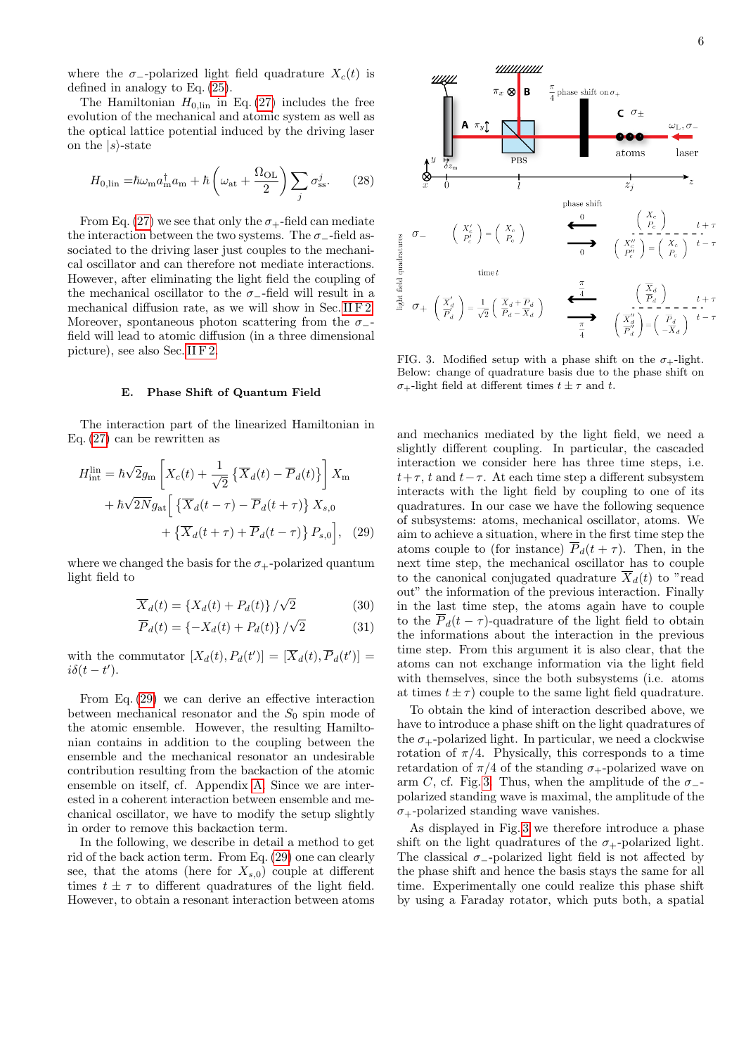where the $\sigma_-$-polarized light field quadrature $X_c(t)$ is defined in analogy to Eq. (25).

The Hamiltonian $H_{0,\text{lin}}$ in Eq. (27) includes the free evolution of the mechanical and atomic system as well as the optical lattice potential induced by the driving laser on the $|s\rangle$-state

$$H_{0,\text{lin}} = \hbar\omega_\text{m} a_\text{m}^\dagger a_\text{m} + \hbar\left(\omega_\text{at} + \frac{\Omega_\text{OL}}{2}\right)\sum_j \sigma_\text{ss}^j. \quad (28)$$

From Eq. (27) we see that only the $\sigma_+$-field can mediate the interaction between the two systems. The $\sigma_-$-field associated to the driving laser just couples to the mechanical oscillator and can therefore not mediate interactions. However, after eliminating the light field the coupling of the mechanical oscillator to the $\sigma_-$-field will result in a mechanical diffusion rate, as we will show in Sec. II F 2. Moreover, spontaneous photon scattering from the $\sigma_-$-field will lead to atomic diffusion (in a three dimensional picture), see also Sec. II F 2.

### E. Phase Shift of Quantum Field

The interaction part of the linearized Hamiltonian in Eq. (27) can be rewritten as

$$\begin{aligned}
H_\text{int}^\text{lin} &= \hbar\sqrt{2}g_\text{m}\left[X_c(t) + \frac{1}{\sqrt{2}}\left\{\overline{X}_d(t) - \overline{P}_d(t)\right\}\right]X_\text{m} \\
&+ \hbar\sqrt{2N}g_\text{at}\Big[\left\{\overline{X}_d(t-\tau) - \overline{P}_d(t+\tau)\right\}X_{s,0} \\
&\quad + \left\{\overline{X}_d(t+\tau) + \overline{P}_d(t-\tau)\right\}P_{s,0}\Big], \quad (29)
\end{aligned}$$

where we changed the basis for the $\sigma_+$-polarized quantum light field to

$$\overline{X}_d(t) = \left\{X_d(t) + P_d(t)\right\}/\sqrt{2} \quad (30)$$

$$\overline{P}_d(t) = \left\{-X_d(t) + P_d(t)\right\}/\sqrt{2} \quad (31)$$

with the commutator $[X_d(t), P_d(t')] = [\overline{X}_d(t), \overline{P}_d(t')] = i\delta(t-t')$.

From Eq. (29) we can derive an effective interaction between mechanical resonator and the $S_0$ spin mode of the atomic ensemble. However, the resulting Hamiltonian contains in addition to the coupling between the ensemble and the mechanical resonator an undesirable contribution resulting from the backaction of the atomic ensemble on itself, cf. Appendix A. Since we are interested in a coherent interaction between ensemble and mechanical oscillator, we have to modify the setup slightly in order to remove this backaction term.

In the following, we describe in detail a method to get rid of the back action term. From Eq. (29) one can clearly see, that the atoms (here for $X_{s,0}$) couple at different times $t \pm \tau$ to different quadratures of the light field. However, to obtain a resonant interaction between atoms and mechanics mediated by the light field, we need a slightly different coupling. In particular, the cascaded interaction we consider here has three time steps, i.e. $t+\tau$, $t$ and $t-\tau$. At each time step a different subsystem interacts with the light field by coupling to one of its quadratures. In our case we have the following sequence of subsystems: atoms, mechanical oscillator, atoms. We aim to achieve a situation, where in the first time step the atoms couple to (for instance) $\overline{P}_d(t+\tau)$. Then, in the next time step, the mechanical oscillator has to couple to the canonical conjugated quadrature $\overline{X}_d(t)$ to "read out" the information of the previous interaction. Finally in the last time step, the atoms again have to couple to the $\overline{P}_d(t-\tau)$-quadrature of the light field to obtain the informations about the interaction in the previous time step. From this argument it is also clear, that the atoms can not exchange information via the light field with themselves, since the both subsystems (i.e. atoms at times $t \pm \tau$) couple to the same light field quadrature.

FIG. 3. Modified setup with a phase shift on the $\sigma_+$-light. Below: change of quadrature basis due to the phase shift on $\sigma_+$-polarized light field at different times $t \pm \tau$ and $t$.

To obtain the kind of interaction described above, we have to introduce a phase shift on the light quadratures of the $\sigma_+$-polarized light. In particular, we need a clockwise rotation of $\pi/4$. Physically, this corresponds to a time retardation of $\pi/4$ of the standing $\sigma_+$-polarized wave on arm $C$, cf. Fig. 3. Thus, when the amplitude of the $\sigma_-$-polarized standing wave is maximal, the amplitude of the $\sigma_+$-polarized standing wave vanishes.

As displayed in Fig. 3 we therefore introduce a phase shift on the light quadratures of the $\sigma_+$-polarized light. The classical $\sigma_-$-polarized light field is not affected by the phase shift and hence the basis stays the same for all time. Experimentally one could realize this phase shift by using a Faraday rotator, which puts both, a spatial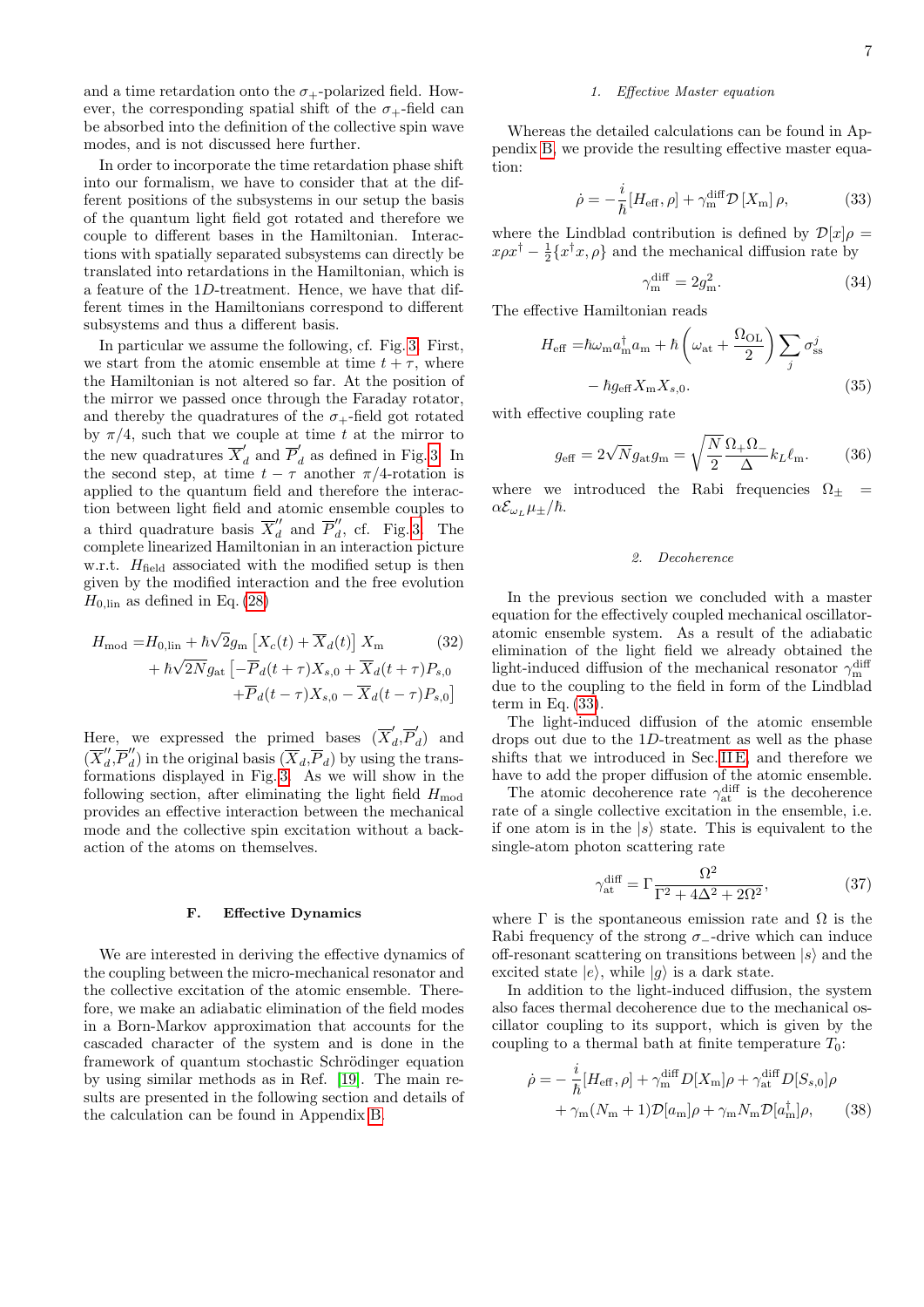and a time retardation onto the $\sigma_+$-polarized field. However, the corresponding spatial shift of the $\sigma_+$-field can be absorbed into the definition of the collective spin wave modes, and is not discussed here further.

In order to incorporate the time retardation phase shift into our formalism, we have to consider that at the different positions of the subsystems in our setup the basis of the quantum light field got rotated and therefore we couple to different bases in the Hamiltonian. Interactions with spatially separated subsystems can directly be translated into retardations in the Hamiltonian, which is a feature of the 1$D$-treatment. Hence, we have that different times in the Hamiltonians correspond to different subsystems and thus a different basis.

In particular we assume the following, cf. Fig. 3. First, we start from the atomic ensemble at time $t+\tau$, where the Hamiltonian is not altered so far. At the position of the mirror we passed once through the Faraday rotator, and thereby the quadratures of the $\sigma_+$-field got rotated by $\pi/4$, such that we couple at time $t$ at the mirror to the new quadratures $\overline{X}_d^{'}$ and $\overline{P}_d^{'}$ as defined in Fig. 3. In the second step, at time $t-\tau$ another $\pi/4$-rotation is applied to the quantum field and therefore the interaction between light field and atomic ensemble couples to a third quadrature basis $\overline{X}_d^{''}$ and $\overline{P}_d^{''}$, cf. Fig. 3. The complete linearized Hamiltonian in an interaction picture w.r.t. $H_{\rm field}$ associated with the modified setup is then given by the modified interaction and the free evolution $H_{0,\rm lin}$ as defined in Eq. (28)

$$
\begin{aligned}
H_{\rm mod} =& H_{0,\rm lin} + \hbar\sqrt{2}g_{\rm m}\left[X_c(t)+\overline{X}_d(t)\right]X_{\rm m} \\
&+ \hbar\sqrt{2N}g_{\rm at}\left[-\overline{P}_d(t+\tau)X_{s,0}+\overline{X}_d(t+\tau)P_{s,0}\right.\\
&\left.+\overline{P}_d(t-\tau)X_{s,0}-\overline{X}_d(t-\tau)P_{s,0}\right]
\end{aligned}
\tag{32}
$$

Here, we expressed the primed bases $(\overline{X}_d^{'},\overline{P}_d^{'})$ and $(\overline{X}_d^{''},\overline{P}_d^{''})$ in the original basis $(\overline{X}_d,\overline{P}_d)$ by using the transformations displayed in Fig. 3. As we will show in the following section, after eliminating the light field $H_{\rm mod}$ provides an effective interaction between the mechanical mode and the collective spin excitation without a back-action of the atoms on themselves.

### F. Effective Dynamics

We are interested in deriving the effective dynamics of the coupling between the micro-mechanical resonator and the collective excitation of the atomic ensemble. Therefore, we make an adiabatic elimination of the field modes in a Born-Markov approximation that accounts for the cascaded character of the system and is done in the framework of quantum stochastic Schrödinger equation by using similar methods as in Ref. [19]. The main results are presented in the following section and details of the calculation can be found in Appendix B.

#### 1. Effective Master equation

Whereas the detailed calculations can be found in Appendix B, we provide the resulting effective master equation:

$$
\dot{\rho} = -\frac{i}{\hbar}[H_{\rm eff},\rho] + \gamma_{\rm m}^{\rm diff}\mathcal{D}\left[X_{\rm m}\right]\rho, \tag{33}
$$

where the Lindblad contribution is defined by $\mathcal{D}[x]\rho = x\rho x^\dagger - \frac{1}{2}\{x^\dagger x,\rho\}$ and the mechanical diffusion rate by

$$
\gamma_{\rm m}^{\rm diff} = 2g_{\rm m}^2. \tag{34}
$$

The effective Hamiltonian reads

$$
\begin{aligned}
H_{\rm eff} =& \hbar\omega_{\rm m}a_{\rm m}^\dagger a_{\rm m} + \hbar\left(\omega_{\rm at}+\frac{\Omega_{\rm OL}}{2}\right)\sum_j\sigma_{ss}^j \\
&- \hbar g_{\rm eff}X_{\rm m}X_{s,0}.
\end{aligned}
\tag{35}
$$

with effective coupling rate

$$
g_{\rm eff} = 2\sqrt{N}g_{\rm at}g_{\rm m} = \sqrt{\frac{N}{2}}\frac{\Omega_+\Omega_-}{\Delta}k_L\ell_{\rm m}. \tag{36}
$$

where we introduced the Rabi frequencies $\Omega_\pm = \alpha\mathcal{E}_{\omega_L}\mu_\pm/\hbar$.

#### 2. Decoherence

In the previous section we concluded with a master equation for the effectively coupled mechanical oscillator-atomic ensemble system. As a result of the adiabatic elimination of the light field we already obtained the light-induced diffusion of the mechanical resonator $\gamma_{\rm m}^{\rm diff}$ due to the coupling to the field in form of the Lindblad term in Eq. (33).

The light-induced diffusion of the atomic ensemble drops out due to the 1$D$-treatment as well as the phase shifts that we introduced in Sec. II E, and therefore we have to add the proper diffusion of the atomic ensemble.

The atomic decoherence rate $\gamma_{\rm at}^{\rm diff}$ is the decoherence rate of a single collective excitation in the ensemble, i.e. if one atom is in the $|s\rangle$ state. This is equivalent to the single-atom photon scattering rate

$$
\gamma_{\rm at}^{\rm diff} = \Gamma\frac{\Omega^2}{\Gamma^2+4\Delta^2+2\Omega^2}, \tag{37}
$$

where $\Gamma$ is the spontaneous emission rate and $\Omega$ is the Rabi frequency of the strong $\sigma_-$-drive which can induce off-resonant scattering on transitions between $|s\rangle$ and the excited state $|e\rangle$, while $|g\rangle$ is a dark state.

In addition to the light-induced diffusion, the system also faces thermal decoherence due to the mechanical oscillator coupling to its support, which is given by the coupling to a thermal bath at finite temperature $T_0$:

$$
\begin{aligned}
\dot{\rho} =& -\frac{i}{\hbar}[H_{\rm eff},\rho] + \gamma_{\rm m}^{\rm diff}D[X_{\rm m}]\rho + \gamma_{\rm at}^{\rm diff}D[S_{s,0}]\rho \\
&+ \gamma_{\rm m}(N_{\rm m}+1)\mathcal{D}[a_{\rm m}]\rho + \gamma_{\rm m}N_{\rm m}\mathcal{D}[a_{\rm m}^\dagger]\rho,
\end{aligned}
\tag{38}
$$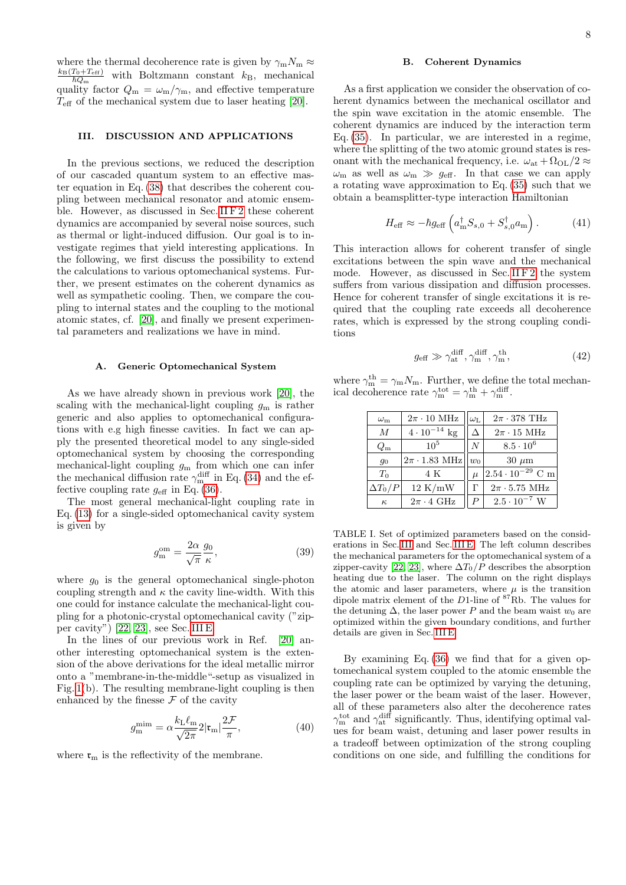where the thermal decoherence rate is given by $\gamma_m N_m \approx \frac{k_B(T_0+T_{eff})}{\hbar Q_m}$ with Boltzmann constant $k_B$, mechanical quality factor $Q_m = \omega_m/\gamma_m$, and effective temperature $T_{eff}$ of the mechanical system due to laser heating [20].

## III. DISCUSSION AND APPLICATIONS

In the previous sections, we reduced the description of our cascaded quantum system to an effective master equation in Eq. (38) that describes the coherent coupling between mechanical resonator and atomic ensemble. However, as discussed in Sec. II F 2 these coherent dynamics are accompanied by several noise sources, such as thermal or light-induced diffusion. Our goal is to investigate regimes that yield interesting applications. In the following, we first discuss the possibility to extend the calculations to various optomechanical systems. Further, we present estimates on the coherent dynamics as well as sympathetic cooling. Then, we compare the coupling to internal states and the coupling to the motional atomic states, cf. [20], and finally we present experimental parameters and realizations we have in mind.

### A. Generic Optomechanical System

As we have already shown in previous work [20], the scaling with the mechanical-light coupling $g_m$ is rather generic and also applies to optomechanical configurations with e.g high finesse cavities. In fact we can apply the presented theoretical model to any single-sided optomechanical system by choosing the corresponding mechanical-light coupling $g_m$ from which one can infer the mechanical diffusion rate $\gamma_m^{diff}$ in Eq. (34) and the effective coupling rate $g_{eff}$ in Eq. (36).

The most general mechanical-light coupling rate in Eq. (13) for a single-sided optomechanical cavity system is given by

$$g_m^{om} = \frac{2\alpha}{\sqrt{\pi}}\frac{g_0}{\kappa}, \tag{39}$$

where $g_0$ is the general optomechanical single-photon coupling strength and $\kappa$ the cavity line-width. With this one could for instance calculate the mechanical-light coupling for a photonic-crystal optomechanical cavity ("zipper cavity") [22, 23], see Sec. III E.

In the lines of our previous work in Ref. [20] another interesting optomechanical system is the extension of the above derivations for the ideal metallic mirror onto a "membrane-in-the-middle"-setup as visualized in Fig. 1(b). The resulting membrane-light coupling is then enhanced by the finesse $\mathcal{F}$ of the cavity

$$g_m^{mim} = \alpha\frac{k_L \ell_m}{\sqrt{2\pi}}2|\mathfrak{r}_m|\frac{2\mathcal{F}}{\pi}, \tag{40}$$

where $\mathfrak{r}_m$ is the reflectivity of the membrane.

### B. Coherent Dynamics

As a first application we consider the observation of coherent dynamics between the mechanical oscillator and the spin wave excitation in the atomic ensemble. The coherent dynamics are induced by the interaction term Eq. (35). In particular, we are interested in a regime, where the splitting of the two atomic ground states is resonant with the mechanical frequency, i.e. $\omega_{at} + \Omega_{OL}/2 \approx \omega_m$ as well as $\omega_m \gg g_{eff}$. In that case we can apply a rotating wave approximation to Eq. (35) such that we obtain a beamsplitter-type interaction Hamiltonian

$$H_{eff} \approx -\hbar g_{eff}\left(a_m^\dagger S_{s,0} + S_{s,0}^\dagger a_m\right). \tag{41}$$

This interaction allows for coherent transfer of single excitations between the spin wave and the mechanical mode. However, as discussed in Sec. II F 2 the system suffers from various dissipation and diffusion processes. Hence for coherent transfer of single excitations it is required that the coupling rate exceeds all decoherence rates, which is expressed by the strong coupling conditions

$$g_{eff} \gg \gamma_{at}^{diff}, \gamma_m^{diff}, \gamma_m^{th}, \tag{42}$$

where $\gamma_m^{th} = \gamma_m N_m$. Further, we define the total mechanical decoherence rate $\gamma_m^{tot} = \gamma_m^{th} + \gamma_m^{diff}$.

| | | | |
|---|---|---|---|
| $\omega_m$ | $2\pi \cdot 10$ MHz | $\omega_L$ | $2\pi \cdot 378$ THz |
| $M$ | $4 \cdot 10^{-14}$ kg | $\Delta$ | $2\pi \cdot 15$ MHz |
| $Q_m$ | $10^5$ | $N$ | $8.5 \cdot 10^6$ |
| $g_0$ | $2\pi \cdot 1.83$ MHz | $w_0$ | 30 $\mu$m |
| $T_0$ | 4 K | $\mu$ | $2.54 \cdot 10^{-29}$ C m |
| $\Delta T_0/P$ | 12 K/mW | $\Gamma$ | $2\pi \cdot 5.75$ MHz |
| $\kappa$ | $2\pi \cdot 4$ GHz | $P$ | $2.5 \cdot 10^{-7}$ W |

TABLE I. Set of optimized parameters based on the considerations in Sec. III and Sec. III E. The left column describes the mechanical parameters for the optomechanical system of a zipper-cavity [22, 23], where $\Delta T_0/P$ describes the absorption heating due to the laser. The column on the right displays the atomic and laser parameters, where $\mu$ is the transition dipole matrix element of the $D1$-line of $^{87}$Rb. The values for the detuning $\Delta$, the laser power $P$ and the beam waist $w_0$ are optimized within the given boundary conditions, and further details are given in Sec. III E.

By examining Eq. (36) we find that for a given optomechanical system coupled to the atomic ensemble the coupling rate can be optimized by varying the detuning, the laser power or the beam waist of the laser. However, all of these parameters also alter the decoherence rates $\gamma_m^{tot}$ and $\gamma_{at}^{diff}$ significantly. Thus, identifying optimal values for beam waist, detuning and laser power results in a tradeoff between optimization of the strong coupling conditions on one side, and fulfilling the conditions for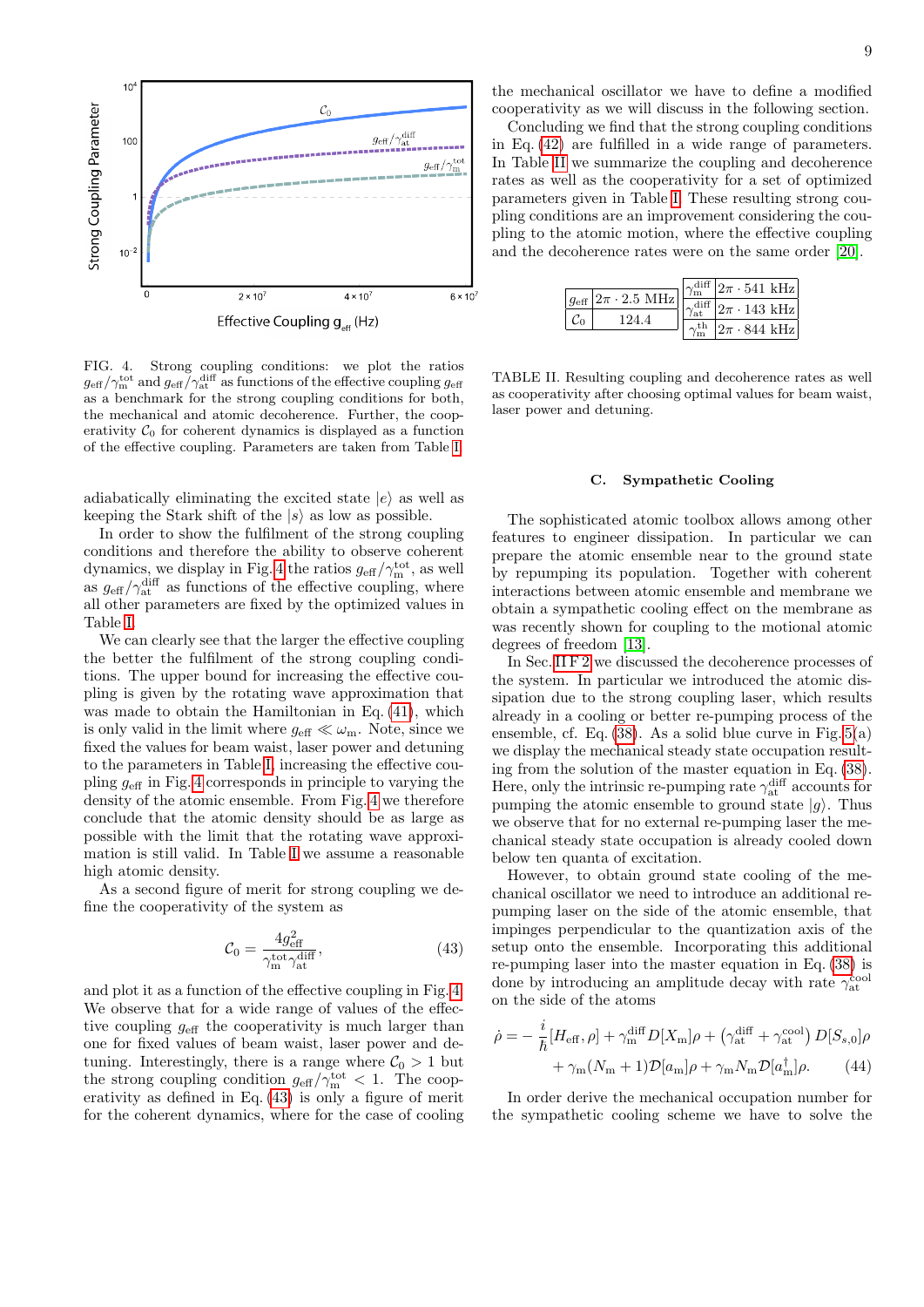FIG. 4. Strong coupling conditions: we plot the ratios $g_{\rm eff}/\gamma_{\rm m}^{\rm tot}$ and $g_{\rm eff}/\gamma_{\rm at}^{\rm diff}$ as functions of the effective coupling $g_{\rm eff}$ as a benchmark for the strong coupling conditions for both, the mechanical and atomic decoherence. Further, the cooperativity $\mathcal{C}_0$ for coherent dynamics is displayed as a function of the effective coupling. Parameters are taken from Table I.

adiabatically eliminating the excited state $|e\rangle$ as well as keeping the Stark shift of the $|s\rangle$ as low as possible.

In order to show the fulfilment of the strong coupling conditions and therefore the ability to observe coherent dynamics, we display in Fig. 4 the ratios $g_{\rm eff}/\gamma_{\rm m}^{\rm tot}$, as well as $g_{\rm eff}/\gamma_{\rm at}^{\rm diff}$ as functions of the effective coupling, where all other parameters are fixed by the optimized values in Table I.

We can clearly see that the larger the effective coupling the better the fulfilment of the strong coupling conditions. The upper bound for increasing the effective coupling is given by the rotating wave approximation that was made to obtain the Hamiltonian in Eq. (41), which is only valid in the limit where $g_{\rm eff} \ll \omega_{\rm m}$. Note, since we fixed the values for beam waist, laser power and detuning to the parameters in Table I, increasing the effective coupling $g_{\rm eff}$ in Fig. 4 corresponds in principle to varying the density of the atomic ensemble. From Fig. 4 we therefore conclude that the atomic density should be as large as possible with the limit that the rotating wave approximation is still valid. In Table I we assume a reasonable high atomic density.

As a second figure of merit for strong coupling we define the cooperativity of the system as

$$\mathcal{C}_0 = \frac{4g_{\rm eff}^2}{\gamma_{\rm m}^{\rm tot}\gamma_{\rm at}^{\rm diff}}, \tag{43}$$

and plot it as a function of the effective coupling in Fig. 4. We observe that for a wide range of values of the effective coupling $g_{\rm eff}$ the cooperativity is much larger than one for fixed values of beam waist, laser power and detuning. Interestingly, there is a range where $\mathcal{C}_0 > 1$ but the strong coupling condition $g_{\rm eff}/\gamma_{\rm m}^{\rm tot} < 1$. The cooperativity as defined in Eq. (43) is only a figure of merit for the coherent dynamics, where for the case of cooling the mechanical oscillator we have to define a modified cooperativity as we will discuss in the following section.

Concluding we find that the strong coupling conditions in Eq. (42) are fulfilled in a wide range of parameters. In Table II we summarize the coupling and decoherence rates as well as the cooperativity for a set of optimized parameters given in Table I. These resulting strong coupling conditions are an improvement considering the coupling to the atomic motion, where the effective coupling and the decoherence rates were on the same order [20].

| | | | |
|---|---|---|---|
| $g_{\rm eff}$ | $2\pi\cdot 2.5$ MHz | $\gamma_{\rm m}^{\rm diff}$ | $2\pi\cdot 541$ kHz |
| $\mathcal{C}_0$ | 124.4 | $\gamma_{\rm at}^{\rm diff}$ | $2\pi\cdot 143$ kHz |
| | | $\gamma_{\rm m}^{\rm th}$ | $2\pi\cdot 844$ kHz |

TABLE II. Resulting coupling and decoherence rates as well as cooperativity after choosing optimal values for beam waist, laser power and detuning.

### C. Sympathetic Cooling

The sophisticated atomic toolbox allows among other features to engineer dissipation. In particular we can prepare the atomic ensemble near to the ground state by repumping its population. Together with coherent interactions between atomic ensemble and membrane we obtain a sympathetic cooling effect on the membrane as was recently shown for coupling to the motional atomic degrees of freedom [13].

In Sec. II F 2 we discussed the decoherence processes of the system. In particular we introduced the atomic dissipation due to the strong coupling laser, which results already in a cooling or better re-pumping process of the ensemble, cf. Eq. (38). As a solid blue curve in Fig. 5(a) we display the mechanical steady state occupation resulting from the solution of the master equation in Eq. (38). Here, only the intrinsic re-pumping rate $\gamma_{\rm at}^{\rm diff}$ accounts for pumping the atomic ensemble to ground state $|g\rangle$. Thus we observe that for no external re-pumping laser the mechanical steady state occupation is already cooled down below ten quanta of excitation.

However, to obtain ground state cooling of the mechanical oscillator we need to introduce an additional re-pumping laser on the side of the atomic ensemble, that impinges perpendicular to the quantization axis of the setup onto the ensemble. Incorporating this additional re-pumping laser into the master equation in Eq. (38) is done by introducing an amplitude decay with rate $\gamma_{\rm at}^{\rm cool}$ on the side of the atoms

$$\begin{aligned}\dot{\rho} = &-\frac{i}{\hbar}[H_{\rm eff},\rho] + \gamma_{\rm m}^{\rm diff} D[X_{\rm m}]\rho + \left(\gamma_{\rm at}^{\rm diff} + \gamma_{\rm at}^{\rm cool}\right) D[S_{s,0}]\rho \\ &+ \gamma_{\rm m}(N_{\rm m}+1)\mathcal{D}[a_{\rm m}]\rho + \gamma_{\rm m} N_{\rm m}\mathcal{D}[a_{\rm m}^\dagger]\rho. \end{aligned} \tag{44}$$

In order derive the mechanical occupation number for the sympathetic cooling scheme we have to solve the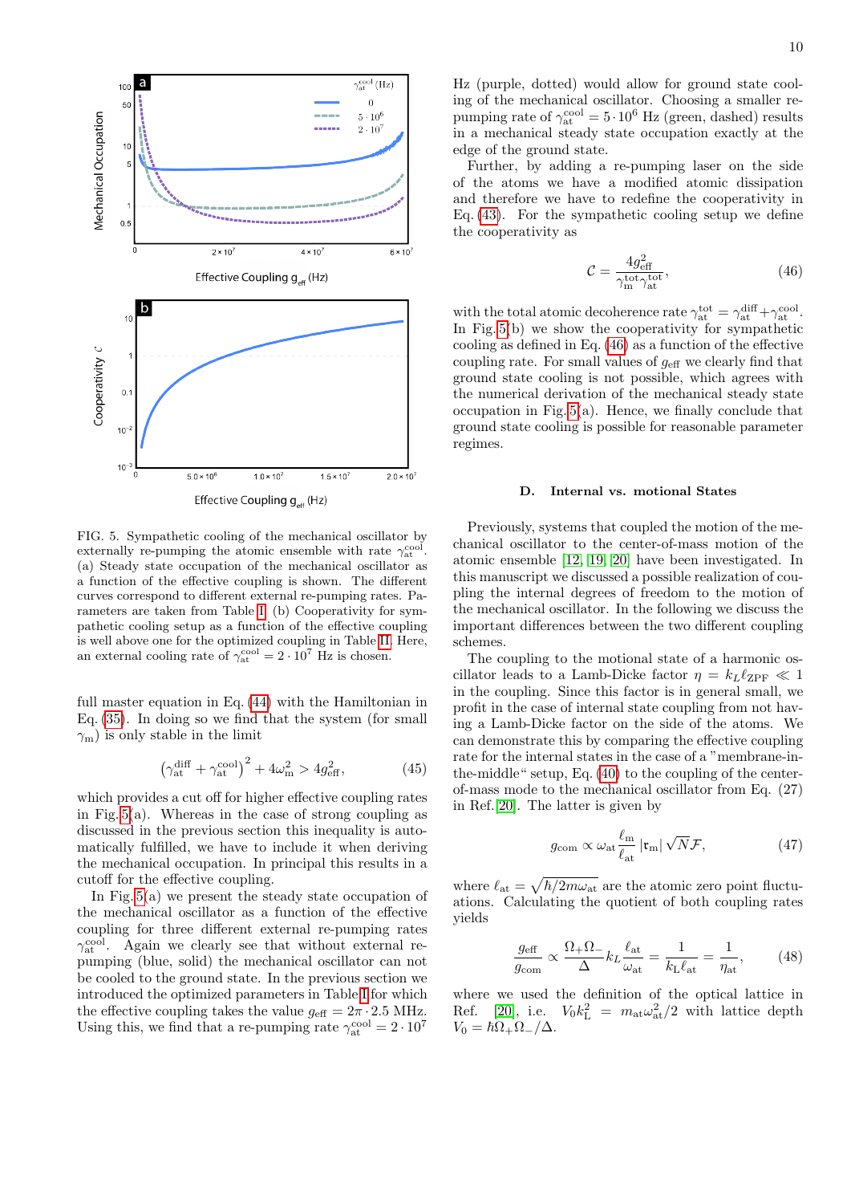FIG. 5. Sympathetic cooling of the mechanical oscillator by externally re-pumping the atomic ensemble with rate $\gamma_{\rm at}^{\rm cool}$. (a) Steady state occupation of the mechanical oscillator as a function of the effective coupling is shown. The different curves correspond to different external re-pumping rates. Parameters are taken from Table I. (b) Cooperativity for sympathetic cooling setup as a function of the effective coupling is well above one for the optimized coupling in Table II. Here, an external cooling rate of $\gamma_{\rm at}^{\rm cool} = 2\cdot 10^7$ Hz is chosen.

full master equation in Eq. (44) with the Hamiltonian in Eq. (35). In doing so we find that the system (for small $\gamma_{\rm m}$) is only stable in the limit

$$\left(\gamma_{\rm at}^{\rm diff} + \gamma_{\rm at}^{\rm cool}\right)^2 + 4\omega_{\rm m}^2 > 4g_{\rm eff}^2, \tag{45}$$

which provides a cut off for higher effective coupling rates in Fig. 5(a). Whereas in the case of strong coupling as discussed in the previous section this inequality is automatically fulfilled, we have to include it when deriving the mechanical occupation. In principal this results in a cutoff for the effective coupling.

In Fig. 5(a) we present the steady state occupation of the mechanical oscillator as a function of the effective coupling for three different external re-pumping rates $\gamma_{\rm at}^{\rm cool}$. Again we clearly see that without external re-pumping (blue, solid) the mechanical oscillator can not be cooled to the ground state. In the previous section we introduced the optimized parameters in Table I for which the effective coupling takes the value $g_{\rm eff} = 2\pi\cdot 2.5$ MHz. Using this, we find that a re-pumping rate $\gamma_{\rm at}^{\rm cool} = 2\cdot 10^7$ Hz (purple, dotted) would allow for ground state cooling of the mechanical oscillator. Choosing a smaller re-pumping rate of $\gamma_{\rm at}^{\rm cool} = 5\cdot 10^6$ Hz (green, dashed) results in a mechanical steady state occupation exactly at the edge of the ground state.

Further, by adding a re-pumping laser on the side of the atoms we have a modified atomic dissipation and therefore we have to redefine the cooperativity in Eq. (43). For the sympathetic cooling setup we define the cooperativity as

$$\mathcal{C} = \frac{4g_{\rm eff}^2}{\gamma_{\rm m}^{\rm tot}\gamma_{\rm at}^{\rm tot}}, \tag{46}$$

with the total atomic decoherence rate $\gamma_{\rm at}^{\rm tot} = \gamma_{\rm at}^{\rm diff} + \gamma_{\rm at}^{\rm cool}$. In Fig. 5(b) we show the cooperativity for sympathetic cooling as defined in Eq. (46) as a function of the effective coupling rate. For small values of $g_{\rm eff}$ we clearly find that ground state cooling is not possible, which agrees with the numerical derivation of the mechanical steady state occupation in Fig. 5(a). Hence, we finally conclude that ground state cooling is possible for reasonable parameter regimes.

### D. Internal vs. motional States

Previously, systems that coupled the motion of the mechanical oscillator to the center-of-mass motion of the atomic ensemble [12, 19, 20] have been investigated. In this manuscript we discussed a possible realization of coupling the internal degrees of freedom to the motion of the mechanical oscillator. In the following we discuss the important differences between the two different coupling schemes.

The coupling to the motional state of a harmonic oscillator leads to a Lamb-Dicke factor $\eta = k_L \ell_{\rm ZPF} \ll 1$ in the coupling. Since this factor is in general small, we profit in the case of internal state coupling from not having a Lamb-Dicke factor on the side of the atoms. We can demonstrate this by comparing the effective coupling rate for the internal states in the case of a "membrane-in-the-middle" setup, Eq. (40) to the coupling of the center-of-mass mode to the mechanical oscillator from Eq. (27) in Ref. [20]. The latter is given by

$$g_{\rm com} \propto \omega_{\rm at}\frac{\ell_{\rm m}}{\ell_{\rm at}}|\mathfrak{r}_{\rm m}|\sqrt{N\mathcal{F}}, \tag{47}$$

where $\ell_{\rm at} = \sqrt{\hbar/2m\omega_{\rm at}}$ are the atomic zero point fluctuations. Calculating the quotient of both coupling rates yields

$$\frac{g_{\rm eff}}{g_{\rm com}} \propto \frac{\Omega_+\Omega_-}{\Delta}k_L\frac{\ell_{\rm at}}{\omega_{\rm at}} = \frac{1}{k_L\ell_{\rm at}} = \frac{1}{\eta_{\rm at}}, \tag{48}$$

where we used the definition of the optical lattice in Ref. [20], i.e. $V_0 k_L^2 = m_{\rm at}\omega_{\rm at}^2/2$ with lattice depth $V_0 = \hbar\Omega_+\Omega_-/\Delta$.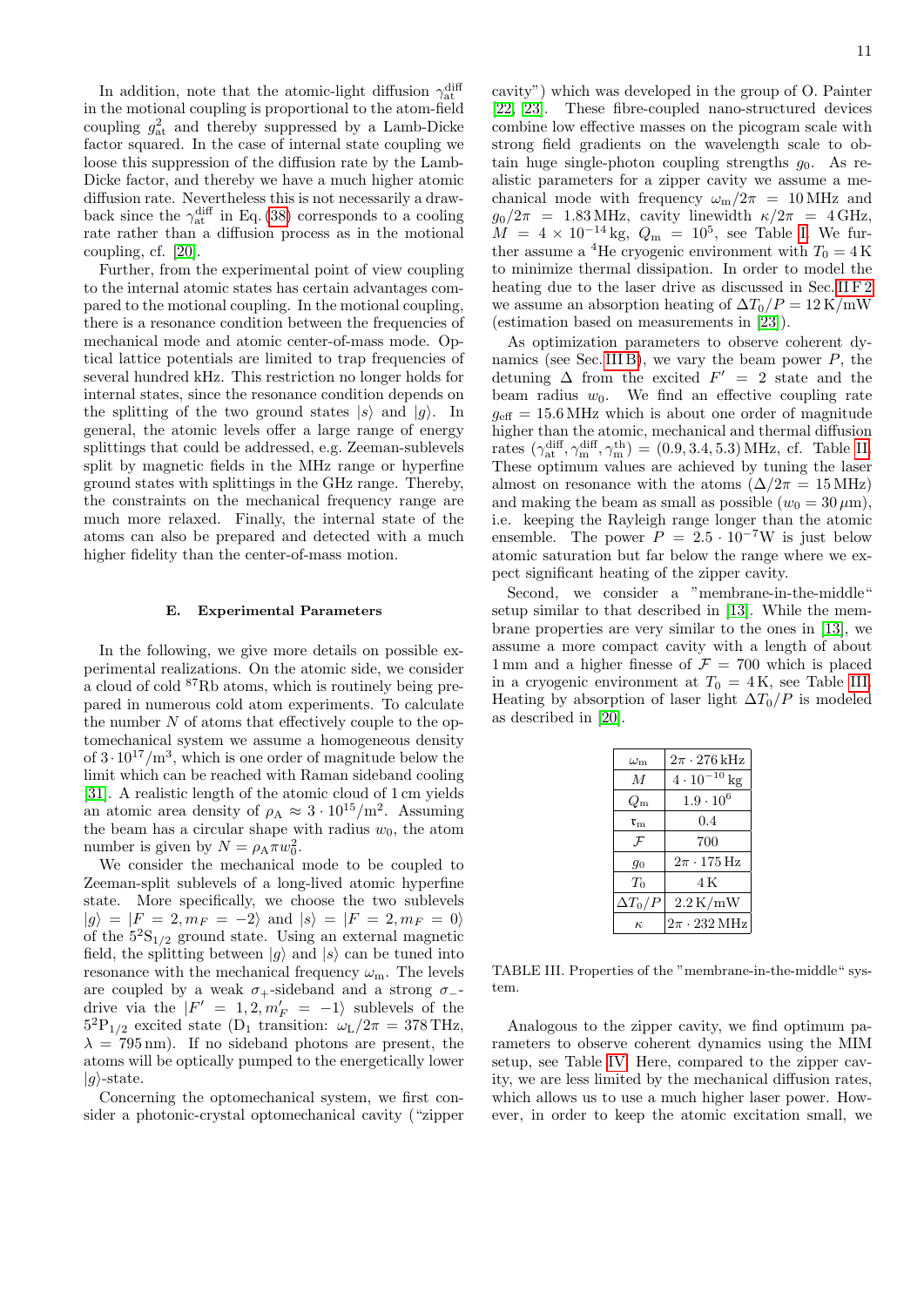In addition, note that the atomic-light diffusion $\gamma_{\rm at}^{\rm diff}$ in the motional coupling is proportional to the atom-field coupling $g_{\rm at}^2$ and thereby suppressed by a Lamb-Dicke factor squared. In the case of internal state coupling we loose this suppression of the diffusion rate by the Lamb-Dicke factor, and thereby we have a much higher atomic diffusion rate. Nevertheless this is not necessarily a drawback since the $\gamma_{\rm at}^{\rm diff}$ in Eq. (38) corresponds to a cooling rate rather than a diffusion process as in the motional coupling, cf. [20].

Further, from the experimental point of view coupling to the internal atomic states has certain advantages compared to the motional coupling. In the motional coupling, there is a resonance condition between the frequencies of mechanical mode and atomic center-of-mass mode. Optical lattice potentials are limited to trap frequencies of several hundred kHz. This restriction no longer holds for internal states, since the resonance condition depends on the splitting of the two ground states $|s\rangle$ and $|g\rangle$. In general, the atomic levels offer a large range of energy splittings that could be addressed, e.g. Zeeman-sublevels split by magnetic fields in the MHz range or hyperfine ground states with splittings in the GHz range. Thereby, the constraints on the mechanical frequency range are much more relaxed. Finally, the internal state of the atoms can also be prepared and detected with a much higher fidelity than the center-of-mass motion.

### E. Experimental Parameters

In the following, we give more details on possible experimental realizations. On the atomic side, we consider a cloud of cold $^{87}$Rb atoms, which is routinely being prepared in numerous cold atom experiments. To calculate the number $N$ of atoms that effectively couple to the optomechanical system we assume a homogeneous density of $3\cdot 10^{17}/\mathrm{m}^3$, which is one order of magnitude below the limit which can be reached with Raman sideband cooling [31]. A realistic length of the atomic cloud of 1 cm yields an atomic area density of $\rho_{\rm A} \approx 3\cdot 10^{15}/\mathrm{m}^2$. Assuming the beam has a circular shape with radius $w_0$, the atom number is given by $N = \rho_{\rm A}\pi w_0^2$.

We consider the mechanical mode to be coupled to Zeeman-split sublevels of a long-lived atomic hyperfine state. More specifically, we choose the two sublevels $|g\rangle = |F=2, m_F=-2\rangle$ and $|s\rangle = |F=2, m_F=0\rangle$ of the $5^2\mathrm{S}_{1/2}$ ground state. Using an external magnetic field, the splitting between $|g\rangle$ and $|s\rangle$ can be tuned into resonance with the mechanical frequency $\omega_{\rm m}$. The levels are coupled by a weak $\sigma_+$-sideband and a strong $\sigma_-$-drive via the $|F'=1,2, m_F'=-1\rangle$ sublevels of the $5^2\mathrm{P}_{1/2}$ excited state (D$_1$ transition: $\omega_{\rm L}/2\pi = 378\,\mathrm{THz}$, $\lambda = 795\,\mathrm{nm}$). If no sideband photons are present, the atoms will be optically pumped to the energetically lower $|g\rangle$-state.

Concerning the optomechanical system, we first consider a photonic-crystal optomechanical cavity ("zipper cavity") which was developed in the group of O. Painter [22, 23]. These fibre-coupled nano-structured devices combine low effective masses on the picogram scale with strong field gradients on the wavelength scale to obtain huge single-photon coupling strengths $g_0$. As realistic parameters for a zipper cavity we assume a mechanical mode with frequency $\omega_{\rm m}/2\pi = 10\,\mathrm{MHz}$ and $g_0/2\pi = 1.83\,\mathrm{MHz}$, cavity linewidth $\kappa/2\pi = 4\,\mathrm{GHz}$, $M = 4\times 10^{-14}\,\mathrm{kg}$, $Q_{\rm m} = 10^5$, see Table I. We further assume a $^4$He cryogenic environment with $T_0 = 4\,\mathrm{K}$ to minimize thermal dissipation. In order to model the heating due to the laser drive as discussed in Sec. II F 2 we assume an absorption heating of $\Delta T_0/P = 12\,\mathrm{K/mW}$ (estimation based on measurements in [23]).

As optimization parameters to observe coherent dynamics (see Sec. III B), we vary the beam power $P$, the detuning $\Delta$ from the excited $F'=2$ state and the beam radius $w_0$. We find an effective coupling rate $g_{\rm eff} = 15.6\,\mathrm{MHz}$ which is about one order of magnitude higher than the atomic, mechanical and thermal diffusion rates $(\gamma_{\rm at}^{\rm diff}, \gamma_{\rm m}^{\rm diff}, \gamma_{\rm m}^{\rm th}) = (0.9, 3.4, 5.3)\,\mathrm{MHz}$, cf. Table II. These optimum values are achieved by tuning the laser almost on resonance with the atoms ($\Delta/2\pi = 15\,\mathrm{MHz}$) and making the beam as small as possible ($w_0 = 30\,\mu\mathrm{m}$), i.e. keeping the Rayleigh range longer than the atomic ensemble. The power $P = 2.5\cdot 10^{-7}\mathrm{W}$ is just below atomic saturation but far below the range where we expect significant heating of the zipper cavity.

Second, we consider a "membrane-in-the-middle" setup similar to that described in [13]. While the membrane properties are very similar to the ones in [13], we assume a more compact cavity with a length of about 1 mm and a higher finesse of $\mathcal{F} = 700$ which is placed in a cryogenic environment at $T_0 = 4\,\mathrm{K}$, see Table III. Heating by absorption of laser light $\Delta T_0/P$ is modeled as described in [20].

| | |
|---|---|
| $\omega_{\rm m}$ | $2\pi\cdot 276\,\mathrm{kHz}$ |
| $M$ | $4\cdot 10^{-10}\,\mathrm{kg}$ |
| $Q_{\rm m}$ | $1.9\cdot 10^6$ |
| $\mathfrak{r}_{\rm m}$ | 0.4 |
| $\mathcal{F}$ | 700 |
| $g_0$ | $2\pi\cdot 175\,\mathrm{Hz}$ |
| $T_0$ | 4 K |
| $\Delta T_0/P$ | $2.2\,\mathrm{K/mW}$ |
| $\kappa$ | $2\pi\cdot 232\,\mathrm{MHz}$ |

TABLE III. Properties of the "membrane-in-the-middle" system.

Analogous to the zipper cavity, we find optimum parameters to observe coherent dynamics using the MIM setup, see Table IV. Here, compared to the zipper cavity, we are less limited by the mechanical diffusion rates, which allows us to use a much higher laser power. However, in order to keep the atomic excitation small, we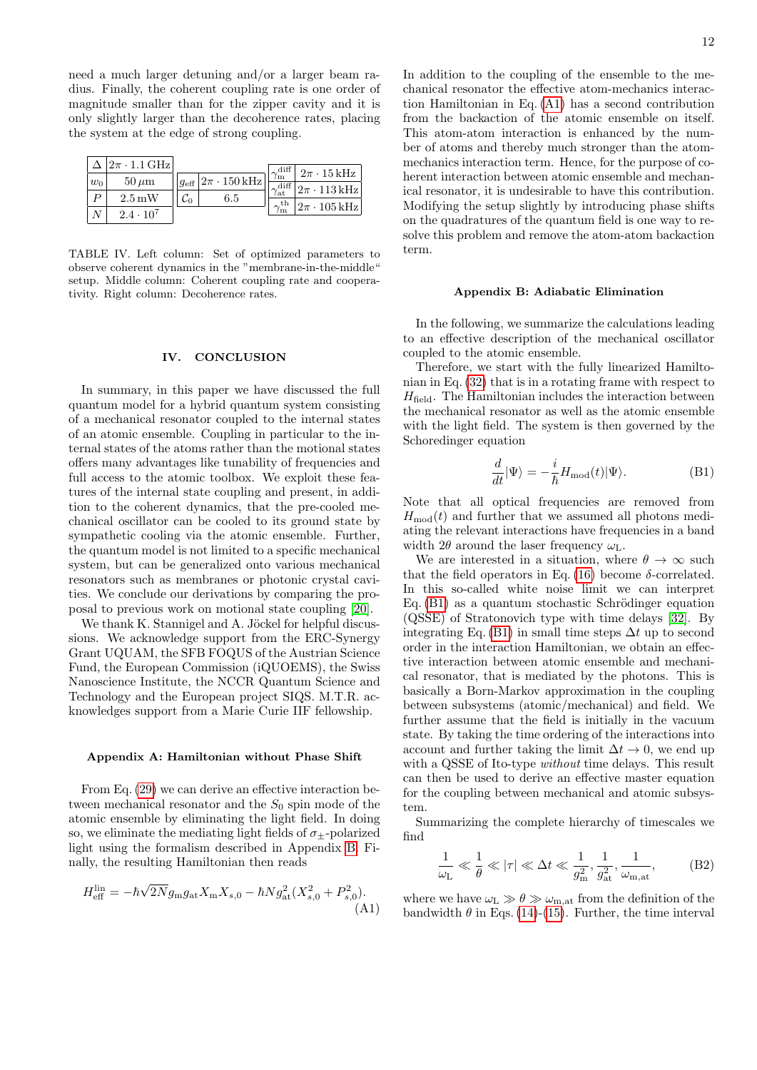need a much larger detuning and/or a larger beam radius. Finally, the coherent coupling rate is one order of magnitude smaller than for the zipper cavity and it is only slightly larger than the decoherence rates, placing the system at the edge of strong coupling.

| | | | | | |
|---|---|---|---|---|---|
| $\Delta$ | $2\pi \cdot 1.1\,\mathrm{GHz}$ | $g_{\mathrm{eff}}$ | $2\pi \cdot 150\,\mathrm{kHz}$ | $\gamma_{\mathrm{m}}^{\mathrm{diff}}$ | $2\pi \cdot 15\,\mathrm{kHz}$ |
| $w_0$ | $50\,\mu\mathrm{m}$ | $\mathcal{C}_0$ | $6.5$ | $\gamma_{\mathrm{at}}^{\mathrm{diff}}$ | $2\pi \cdot 113\,\mathrm{kHz}$ |
| $P$ | $2.5\,\mathrm{mW}$ | | | $\gamma_{\mathrm{m}}^{\mathrm{th}}$ | $2\pi \cdot 105\,\mathrm{kHz}$ |
| $N$ | $2.4 \cdot 10^7$ | | | | |

TABLE IV. Left column: Set of optimized parameters to observe coherent dynamics in the "membrane-in-the-middle" setup. Middle column: Coherent coupling rate and cooperativity. Right column: Decoherence rates.

## IV. CONCLUSION

In summary, in this paper we have discussed the full quantum model for a hybrid quantum system consisting of a mechanical resonator coupled to the internal states of an atomic ensemble. Coupling in particular to the internal states of the atoms rather than the motional states offers many advantages like tunability of frequencies and full access to the atomic toolbox. We exploit these features of the internal state coupling and present, in addition to the coherent dynamics, that the pre-cooled mechanical oscillator can be cooled to its ground state by sympathetic cooling via the atomic ensemble. Further, the quantum model is not limited to a specific mechanical system, but can be generalized onto various mechanical resonators such as membranes or photonic crystal cavities. We conclude our derivations by comparing the proposal to previous work on motional state coupling [20].

We thank K. Stannigel and A. Jöckel for helpful discussions. We acknowledge support from the ERC-Synergy Grant UQUAM, the SFB FOQUS of the Austrian Science Fund, the European Commission (iQUOEMS), the Swiss Nanoscience Institute, the NCCR Quantum Science and Technology and the European project SIQS. M.T.R. acknowledges support from a Marie Curie IIF fellowship.

### Appendix A: Hamiltonian without Phase Shift

From Eq. (29) we can derive an effective interaction between mechanical resonator and the $S_0$ spin mode of the atomic ensemble by eliminating the light field. In doing so, we eliminate the mediating light fields of $\sigma_\pm$-polarized light using the formalism described in Appendix B. Finally, the resulting Hamiltonian then reads

$$H_{\mathrm{eff}}^{\mathrm{lin}} = -\hbar\sqrt{2N} g_{\mathrm{m}} g_{\mathrm{at}} X_{\mathrm{m}} X_{s,0} - \hbar N g_{\mathrm{at}}^2 (X_{s,0}^2 + P_{s,0}^2). \tag{A1}$$

In addition to the coupling of the ensemble to the mechanical resonator the effective atom-mechanics interaction Hamiltonian in Eq. (A1) has a second contribution from the backaction of the atomic ensemble on itself. This atom-atom interaction is enhanced by the number of atoms and thereby much stronger than the atom-mechanics interaction term. Hence, for the purpose of coherent interaction between atomic ensemble and mechanical resonator, it is undesirable to have this contribution. Modifying the setup slightly by introducing phase shifts on the quadratures of the quantum field is one way to resolve this problem and remove the atom-atom backaction term.

### Appendix B: Adiabatic Elimination

In the following, we summarize the calculations leading to an effective description of the mechanical oscillator coupled to the atomic ensemble.

Therefore, we start with the fully linearized Hamiltonian in Eq. (32) that is in a rotating frame with respect to $H_{\mathrm{field}}$. The Hamiltonian includes the interaction between the mechanical resonator as well as the atomic ensemble with the light field. The system is then governed by the Schoredinger equation

$$\frac{d}{dt}|\Psi\rangle = -\frac{i}{\hbar} H_{\mathrm{mod}}(t)|\Psi\rangle. \tag{B1}$$

Note that all optical frequencies are removed from $H_{\mathrm{mod}}(t)$ and further that we assumed all photons mediating the relevant interactions have frequencies in a band width $2\theta$ around the laser frequency $\omega_{\mathrm{L}}$.

We are interested in a situation, where $\theta \to \infty$ such that the field operators in Eq. (16) become $\delta$-correlated. In this so-called white noise limit we can interpret Eq. (B1) as a quantum stochastic Schrödinger equation (QSSE) of Stratonovich type with time delays [32]. By integrating Eq. (B1) in small time steps $\Delta t$ up to second order in the interaction Hamiltonian, we obtain an effective interaction between atomic ensemble and mechanical resonator, that is mediated by the photons. This is basically a Born-Markov approximation in the coupling between subsystems (atomic/mechanical) and field. We further assume that the field is initially in the vacuum state. By taking the time ordering of the interactions into account and further taking the limit $\Delta t \to 0$, we end up with a QSSE of Ito-type *without* time delays. This result can then be used to derive an effective master equation for the coupling between mechanical and atomic subsystem.

Summarizing the complete hierarchy of timescales we find

$$\frac{1}{\omega_{\mathrm{L}}} \ll \frac{1}{\theta} \ll |\tau| \ll \Delta t \ll \frac{1}{g_{\mathrm{m}}^2}, \frac{1}{g_{\mathrm{at}}^2}, \frac{1}{\omega_{\mathrm{m,at}}}, \tag{B2}$$

where we have $\omega_{\mathrm{L}} \gg \theta \gg \omega_{\mathrm{m,at}}$ from the definition of the bandwidth $\theta$ in Eqs. (14)-(15). Further, the time interval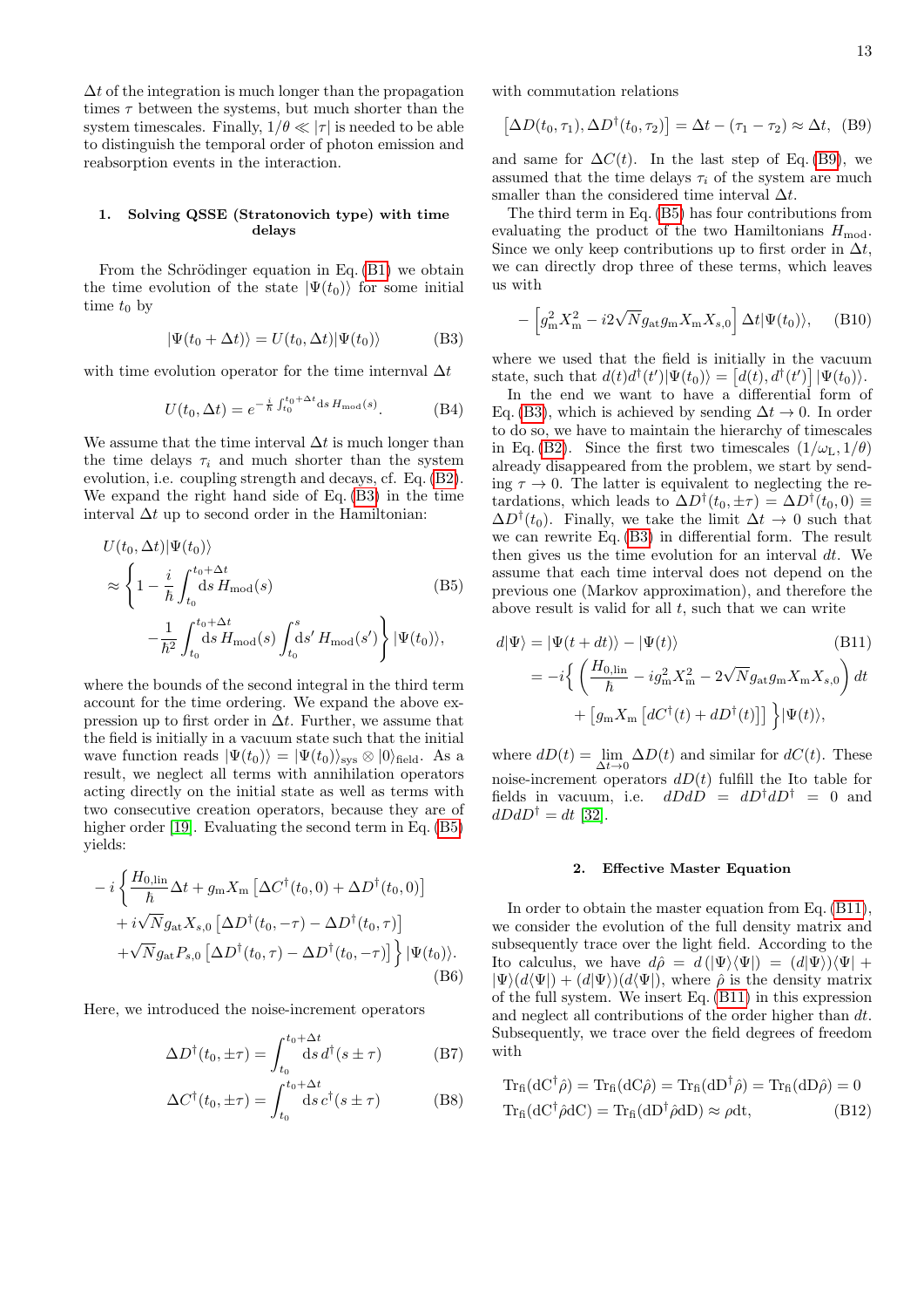$\Delta t$ of the integration is much longer than the propagation times $\tau$ between the systems, but much shorter than the system timescales. Finally, $1/\theta \ll |\tau|$ is needed to be able to distinguish the temporal order of photon emission and reabsorption events in the interaction.

### 1. Solving QSSE (Stratonovich type) with time delays

From the Schrödinger equation in Eq. (B1) we obtain the time evolution of the state $|\Psi(t_0)\rangle$ for some initial time $t_0$ by

$$|\Psi(t_0 + \Delta t)\rangle = U(t_0, \Delta t)|\Psi(t_0)\rangle \tag{B3}$$

with time evolution operator for the time internval $\Delta t$

$$U(t_0, \Delta t) = e^{-\frac{i}{\hbar}\int_{t_0}^{t_0+\Delta t} \mathrm{d}s\, H_{\mathrm{mod}}(s)}. \tag{B4}$$

We assume that the time interval $\Delta t$ is much longer than the time delays $\tau_i$ and much shorter than the system evolution, i.e. coupling strength and decays, cf. Eq. (B2). We expand the right hand side of Eq. (B3) in the time interval $\Delta t$ up to second order in the Hamiltonian:

$$\begin{aligned}
&U(t_0, \Delta t)|\Psi(t_0)\rangle \\
&\approx \Bigg\{1 - \frac{i}{\hbar}\int_{t_0}^{t_0+\Delta t} \mathrm{d}s\, H_{\mathrm{mod}}(s) \\
&\quad - \frac{1}{\hbar^2}\int_{t_0}^{t_0+\Delta t} \mathrm{d}s\, H_{\mathrm{mod}}(s)\int_{t_0}^{s} \mathrm{d}s'\, H_{\mathrm{mod}}(s')\Bigg\}|\Psi(t_0)\rangle,
\end{aligned} \tag{B5}$$

where the bounds of the second integral in the third term account for the time ordering. We expand the above expression up to first order in $\Delta t$. Further, we assume that the field is initially in a vacuum state such that the initial wave function reads $|\Psi(t_0)\rangle = |\Psi(t_0)\rangle_{\mathrm{sys}} \otimes |0\rangle_{\mathrm{field}}$. As a result, we neglect all terms with annihilation operators acting directly on the initial state as well as terms with two consecutive creation operators, because they are of higher order [19]. Evaluating the second term in Eq. (B5) yields:

$$\begin{aligned}
&-i\Bigg\{\frac{H_{0,\mathrm{lin}}}{\hbar}\Delta t + g_{\mathrm{m}}X_{\mathrm{m}}\left[\Delta C^\dagger(t_0,0) + \Delta D^\dagger(t_0,0)\right] \\
&+ i\sqrt{N}g_{\mathrm{at}}X_{s,0}\left[\Delta D^\dagger(t_0,-\tau) - \Delta D^\dagger(t_0,\tau)\right] \\
&+ \sqrt{N}g_{\mathrm{at}}P_{s,0}\left[\Delta D^\dagger(t_0,\tau) - \Delta D^\dagger(t_0,-\tau)\right]\Bigg\}|\Psi(t_0)\rangle.
\end{aligned} \tag{B6}$$

Here, we introduced the noise-increment operators

$$\Delta D^\dagger(t_0, \pm\tau) = \int_{t_0}^{t_0+\Delta t} \mathrm{d}s\, d^\dagger(s \pm \tau) \tag{B7}$$

$$\Delta C^\dagger(t_0, \pm\tau) = \int_{t_0}^{t_0+\Delta t} \mathrm{d}s\, c^\dagger(s \pm \tau) \tag{B8}$$

with commutation relations

$$\left[\Delta D(t_0,\tau_1), \Delta D^\dagger(t_0,\tau_2)\right] = \Delta t - (\tau_1 - \tau_2) \approx \Delta t, \tag{B9}$$

and same for $\Delta C(t)$. In the last step of Eq. (B9), we assumed that the time delays $\tau_i$ of the system are much smaller than the considered time interval $\Delta t$.

The third term in Eq. (B5) has four contributions from evaluating the product of the two Hamiltonians $H_{\mathrm{mod}}$. Since we only keep contributions up to first order in $\Delta t$, we can directly drop three of these terms, which leaves us with

$$-\left[g_{\mathrm{m}}^2 X_{\mathrm{m}}^2 - i2\sqrt{N}g_{\mathrm{at}}g_{\mathrm{m}}X_{\mathrm{m}}X_{s,0}\right]\Delta t|\Psi(t_0)\rangle, \tag{B10}$$

where we used that the field is initially in the vacuum state, such that $d(t)d^\dagger(t')|\Psi(t_0)\rangle = \left[d(t), d^\dagger(t')\right]|\Psi(t_0)\rangle$.

In the end we want to have a differential form of Eq. (B3), which is achieved by sending $\Delta t \to 0$. In order to do so, we have to maintain the hierarchy of timescales in Eq. (B2). Since the first two timescales $(1/\omega_{\mathrm{L}}, 1/\theta)$ already disappeared from the problem, we start by sending $\tau \to 0$. The latter is equivalent to neglecting the retardations, which leads to $\Delta D^\dagger(t_0, \pm\tau) = \Delta D^\dagger(t_0, 0) \equiv \Delta D^\dagger(t_0)$. Finally, we take the limit $\Delta t \to 0$ such that we can rewrite Eq. (B3) in differential form. The result then gives us the time evolution for an interval $dt$. We assume that each time interval does not depend on the previous one (Markov approximation), and therefore the above result is valid for all $t$, such that we can write

$$\begin{aligned}
d|\Psi\rangle &= |\Psi(t+dt)\rangle - |\Psi(t)\rangle \\
&= -i\Big\{\left(\frac{H_{0,\mathrm{lin}}}{\hbar} - ig_{\mathrm{m}}^2X_{\mathrm{m}}^2 - 2\sqrt{N}g_{\mathrm{at}}g_{\mathrm{m}}X_{\mathrm{m}}X_{s,0}\right)dt \\
&\quad + \left[g_{\mathrm{m}}X_{\mathrm{m}}\left[dC^\dagger(t) + dD^\dagger(t)\right]\right]\Big\}|\Psi(t)\rangle,
\end{aligned} \tag{B11}$$

where $dD(t) = \lim_{\Delta t \to 0} \Delta D(t)$ and similar for $dC(t)$. These noise-increment operators $dD(t)$ fulfill the Ito table for fields in vacuum, i.e. $dDdD = dD^\dagger dD^\dagger = 0$ and $dDdD^\dagger = dt$ [32].

### 2. Effective Master Equation

In order to obtain the master equation from Eq. (B11), we consider the evolution of the full density matrix and subsequently trace over the light field. According to the Ito calculus, we have $d\hat{\rho} = d(|\Psi\rangle\langle\Psi|) = (d|\Psi\rangle)\langle\Psi| + |\Psi\rangle(d\langle\Psi|) + (d|\Psi\rangle)(d\langle\Psi|)$, where $\hat{\rho}$ is the density matrix of the full system. We insert Eq. (B11) in this expression and neglect all contributions of the order higher than $dt$. Subsequently, we trace over the field degrees of freedom with

$$\begin{aligned}
&\mathrm{Tr_{fi}}(\mathrm{dC}^\dagger\hat{\rho}) = \mathrm{Tr_{fi}}(\mathrm{dC}\hat{\rho}) = \mathrm{Tr_{fi}}(\mathrm{dD}^\dagger\hat{\rho}) = \mathrm{Tr_{fi}}(\mathrm{dD}\hat{\rho}) = 0 \\
&\mathrm{Tr_{fi}}(\mathrm{dC}^\dagger\hat{\rho}\mathrm{dC}) = \mathrm{Tr_{fi}}(\mathrm{dD}^\dagger\hat{\rho}\mathrm{dD}) \approx \rho\mathrm{dt},
\end{aligned} \tag{B12}$$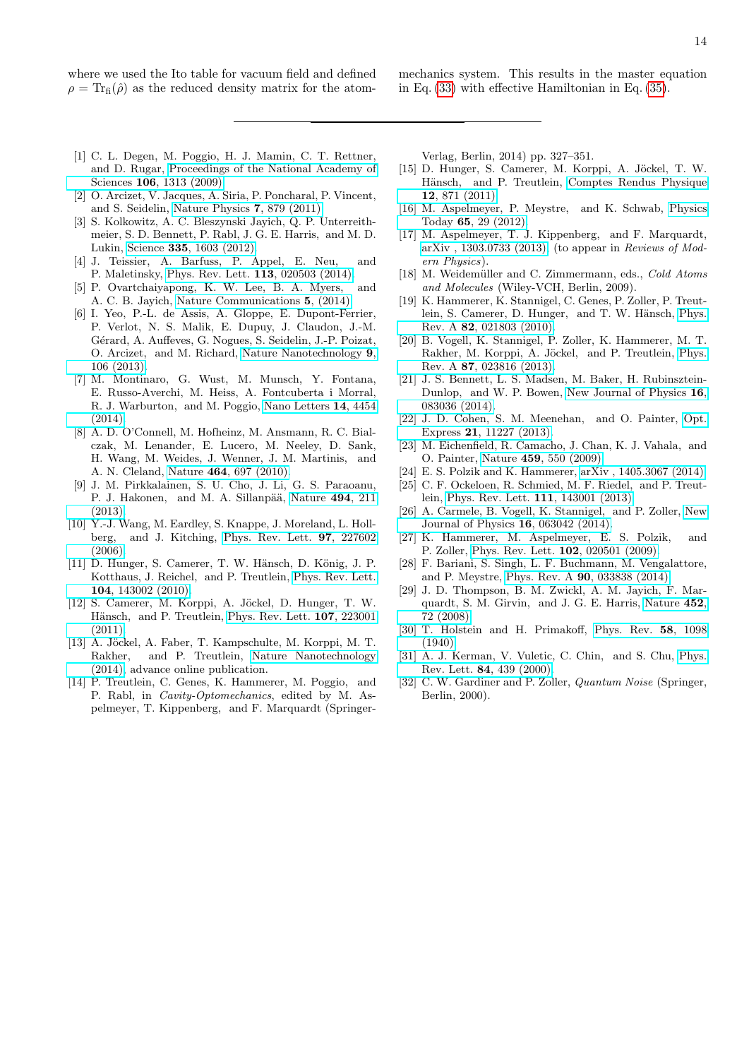where we used the Ito table for vacuum field and defined $\rho = \mathrm{Tr}_{\mathrm{fi}}(\hat{\rho})$ as the reduced density matrix for the atom-mechanics system. This results in the master equation in Eq. (33) with effective Hamiltonian in Eq. (35).

---

[1] C. L. Degen, M. Poggio, H. J. Mamin, C. T. Rettner, and D. Rugar, Proceedings of the National Academy of Sciences **106**, 1313 (2009).

[2] O. Arcizet, V. Jacques, A. Siria, P. Poncharal, P. Vincent, and S. Seidelin, Nature Physics **7**, 879 (2011).

[3] S. Kolkowitz, A. C. Bleszynski Jayich, Q. P. Unterreithmeier, S. D. Bennett, P. Rabl, J. G. E. Harris, and M. D. Lukin, Science **335**, 1603 (2012).

[4] J. Teissier, A. Barfuss, P. Appel, E. Neu, and P. Maletinsky, Phys. Rev. Lett. **113**, 020503 (2014).

[5] P. Ovartchaiyapong, K. W. Lee, B. A. Myers, and A. C. B. Jayich, Nature Communications **5**, (2014).

[6] I. Yeo, P.-L. de Assis, A. Gloppe, E. Dupont-Ferrier, P. Verlot, N. S. Malik, E. Dupuy, J. Claudon, J.-M. Gérard, A. Auffeves, G. Nogues, S. Seidelin, J.-P. Poizat, O. Arcizet, and M. Richard, Nature Nanotechnology **9**, 106 (2013).

[7] M. Montinaro, G. Wust, M. Munsch, Y. Fontana, E. Russo-Averchi, M. Heiss, A. Fontcuberta i Morral, R. J. Warburton, and M. Poggio, Nano Letters **14**, 4454 (2014).

[8] A. D. O'Connell, M. Hofheinz, M. Ansmann, R. C. Bialczak, M. Lenander, E. Lucero, M. Neeley, D. Sank, H. Wang, M. Weides, J. Wenner, J. M. Martinis, and A. N. Cleland, Nature **464**, 697 (2010).

[9] J. M. Pirkkalainen, S. U. Cho, J. Li, G. S. Paraoanu, P. J. Hakonen, and M. A. Sillanpää, Nature **494**, 211 (2013).

[10] Y.-J. Wang, M. Eardley, S. Knappe, J. Moreland, L. Hollberg, and J. Kitching, Phys. Rev. Lett. **97**, 227602 (2006).

[11] D. Hunger, S. Camerer, T. W. Hänsch, D. König, J. P. Kotthaus, J. Reichel, and P. Treutlein, Phys. Rev. Lett. **104**, 143002 (2010).

[12] S. Camerer, M. Korppi, A. Jöckel, D. Hunger, T. W. Hänsch, and P. Treutlein, Phys. Rev. Lett. **107**, 223001 (2011).

[13] A. Jöckel, A. Faber, T. Kampschulte, M. Korppi, M. T. Rakher, and P. Treutlein, Nature Nanotechnology (2014), advance online publication.

[14] P. Treutlein, C. Genes, K. Hammerer, M. Poggio, and P. Rabl, in *Cavity-Optomechanics*, edited by M. Aspelmeyer, T. Kippenberg, and F. Marquardt (Springer-Verlag, Berlin, 2014) pp. 327–351.

[15] D. Hunger, S. Camerer, M. Korppi, A. Jöckel, T. W. Hänsch, and P. Treutlein, Comptes Rendus Physique **12**, 871 (2011).

[16] M. Aspelmeyer, P. Meystre, and K. Schwab, Physics Today **65**, 29 (2012).

[17] M. Aspelmeyer, T. J. Kippenberg, and F. Marquardt, arXiv , 1303.0733 (2013), (to appear in *Reviews of Modern Physics*).

[18] M. Weidemüller and C. Zimmermann, eds., *Cold Atoms and Molecules* (Wiley-VCH, Berlin, 2009).

[19] K. Hammerer, K. Stannigel, C. Genes, P. Zoller, P. Treutlein, S. Camerer, D. Hunger, and T. W. Hänsch, Phys. Rev. A **82**, 021803 (2010).

[20] B. Vogell, K. Stannigel, P. Zoller, K. Hammerer, M. T. Rakher, M. Korppi, A. Jöckel, and P. Treutlein, Phys. Rev. A **87**, 023816 (2013).

[21] J. S. Bennett, L. S. Madsen, M. Baker, H. Rubinsztein-Dunlop, and W. P. Bowen, New Journal of Physics **16**, 083036 (2014).

[22] J. D. Cohen, S. M. Meenehan, and O. Painter, Opt. Express **21**, 11227 (2013).

[23] M. Eichenfield, R. Camacho, J. Chan, K. J. Vahala, and O. Painter, Nature **459**, 550 (2009).

[24] E. S. Polzik and K. Hammerer, arXiv , 1405.3067 (2014).

[25] C. F. Ockeloen, R. Schmied, M. F. Riedel, and P. Treutlein, Phys. Rev. Lett. **111**, 143001 (2013).

[26] A. Carmele, B. Vogell, K. Stannigel, and P. Zoller, New Journal of Physics **16**, 063042 (2014).

[27] K. Hammerer, M. Aspelmeyer, E. S. Polzik, and P. Zoller, Phys. Rev. Lett. **102**, 020501 (2009).

[28] F. Bariani, S. Singh, L. F. Buchmann, M. Vengalattore, and P. Meystre, Phys. Rev. A **90**, 033838 (2014).

[29] J. D. Thompson, B. M. Zwickl, A. M. Jayich, F. Marquardt, S. M. Girvin, and J. G. E. Harris, Nature **452**, 72 (2008).

[30] T. Holstein and H. Primakoff, Phys. Rev. **58**, 1098 (1940).

[31] A. J. Kerman, V. Vuletic, C. Chin, and S. Chu, Phys. Rev. Lett. **84**, 439 (2000).

[32] C. W. Gardiner and P. Zoller, *Quantum Noise* (Springer, Berlin, 2000).